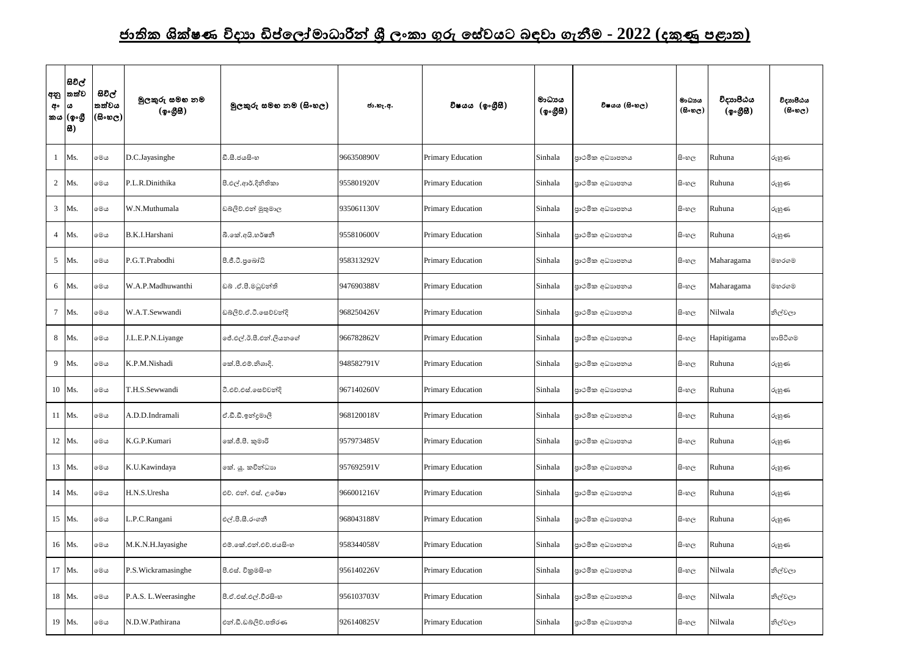# ජාතික ශික්ෂණ විද්‍යා ඩිප්ලෝමාධාරීන් ශ්‍රී ලංකා ගුරු සේවයට බඳවා ගැනීම - 2022 (දකුණු පළාත)

| අනු අං කය | සිවිල් තත්ව ය (ඉංග්‍රී සි) | සිවිල් තත්වය (සිංහල) | මුලකුරු සමඟ නම (ඉංග්‍රීසි) | මුලකුරු සමඟ නම (සිංහල) | ජා.හැ.අ. | විෂයය (ඉංග්‍රීසි) | මාධ්‍යය (ඉංග්‍රීසි) | විෂයය (සිංහල) | මාධ්‍යය (සිංහල) | විද්‍යාපීඨය (ඉංග්‍රීසි) | විද්‍යාපීඨය (සිංහල) |
|---|---|---|---|---|---|---|---|---|---|---|---|
| 1 | Ms. | මෙය | D.C.Jayasinghe | ඩී.සී.ජයසිංහ | 966350890V | Primary Education | Sinhala | ප්‍රාථමික අධ්‍යාපනය | සිංහල | Ruhuna | රුහුණ |
| 2 | Ms. | මෙය | P.L.R.Dinithika | පී.එල්.ආර්.දිනිතිකා | 955801920V | Primary Education | Sinhala | ප්‍රාථමික අධ්‍යාපනය | සිංහල | Ruhuna | රුහුණ |
| 3 | Ms. | මෙය | W.N.Muthumala | ඩබ්ලිව්.එන් මුතුමාල | 935061130V | Primary Education | Sinhala | ප්‍රාථමික අධ්‍යාපනය | සිංහල | Ruhuna | රුහුණ |
| 4 | Ms. | මෙය | B.K.I.Harshani | බී.කේ.අයි.හර්ෂනි | 955810600V | Primary Education | Sinhala | ප්‍රාථමික අධ්‍යාපනය | සිංහල | Ruhuna | රුහුණ |
| 5 | Ms. | මෙය | P.G.T.Prabodhi | පී.ජී.ටී.ප්‍රබෝධි | 958313292V | Primary Education | Sinhala | ප්‍රාථමික අධ්‍යාපනය | සිංහල | Maharagama | මහරගම |
| 6 | Ms. | මෙය | W.A.P.Madhuwanthi | ඩබ් .ඒ.පී.මධුවන්ති | 947690388V | Primary Education | Sinhala | ප්‍රාථමික අධ්‍යාපනය | සිංහල | Maharagama | මහරගම |
| 7 | Ms. | මෙය | W.A.T.Sewwandi | ඩබ්ලිව්.ඒ.ටී.සෙව්වන්දි | 968250426V | Primary Education | Sinhala | ප්‍රාථමික අධ්‍යාපනය | සිංහල | Nilwala | නිල්වලා |
| 8 | Ms. | මෙය | J.L.E.P.N.Liyange | ජේ.එල්.ඊ.පී.එන්.ලියනගේ | 966782862V | Primary Education | Sinhala | ප්‍රාථමික අධ්‍යාපනය | සිංහල | Hapitigama | හාපිටිගම |
| 9 | Ms. | මෙය | K.P.M.Nishadi | කේ.පී.එම්.නිශාදි. | 948582791V | Primary Education | Sinhala | ප්‍රාථමික අධ්‍යාපනය | සිංහල | Ruhuna | රුහුණ |
| 10 | Ms. | මෙය | T.H.S.Sewwandi | ටී.එච්.එස්.සෙව්වන්දි | 967140260V | Primary Education | Sinhala | ප්‍රාථමික අධ්‍යාපනය | සිංහල | Ruhuna | රුහුණ |
| 11 | Ms. | මෙය | A.D.D.Indramali | ඒ.ඩී.ඩී.ඉන්ද්‍රමාලි | 968120018V | Primary Education | Sinhala | ප්‍රාථමික අධ්‍යාපනය | සිංහල | Ruhuna | රුහුණ |
| 12 | Ms. | මෙය | K.G.P.Kumari | කේ.ජී.පී. කුමාරි | 957973485V | Primary Education | Sinhala | ප්‍රාථමික අධ්‍යාපනය | සිංහල | Ruhuna | රුහුණ |
| 13 | Ms. | මෙය | K.U.Kawindaya | කේ. යූ. කවින්ධ්‍යා | 957692591V | Primary Education | Sinhala | ප්‍රාථමික අධ්‍යාපනය | සිංහල | Ruhuna | රුහුණ |
| 14 | Ms. | මෙය | H.N.S.Uresha | එච්. එන්. එස්. උරේෂා | 966001216V | Primary Education | Sinhala | ප්‍රාථමික අධ්‍යාපනය | සිංහල | Ruhuna | රුහුණ |
| 15 | Ms. | මෙය | L.P.C.Rangani | එල්.පී.සී.රංගනී | 968043188V | Primary Education | Sinhala | ප්‍රාථමික අධ්‍යාපනය | සිංහල | Ruhuna | රුහුණ |
| 16 | Ms. | මෙය | M.K.N.H.Jayasighe | එම්.කේ.එන්.එච්.ජයසිංහ | 958344058V | Primary Education | Sinhala | ප්‍රාථමික අධ්‍යාපනය | සිංහල | Ruhuna | රුහුණ |
| 17 | Ms. | මෙය | P.S.Wickramasinghe | පී.එස්. වික්‍රමසිංහ | 956140226V | Primary Education | Sinhala | ප්‍රාථමික අධ්‍යාපනය | සිංහල | Nilwala | නිල්වලා |
| 18 | Ms. | මෙය | P.A.S. L.Weerasinghe | පී.ඒ.එස්.එල්.වීරසිංහ | 956103703V | Primary Education | Sinhala | ප්‍රාථමික අධ්‍යාපනය | සිංහල | Nilwala | නිල්වලා |
| 19 | Ms. | මෙය | N.D.W.Pathirana | එන්.ඩී.ඩබ්ලිව්.පතිරණ | 926140825V | Primary Education | Sinhala | ප්‍රාථමික අධ්‍යාපනය | සිංහල | Nilwala | නිල්වලා |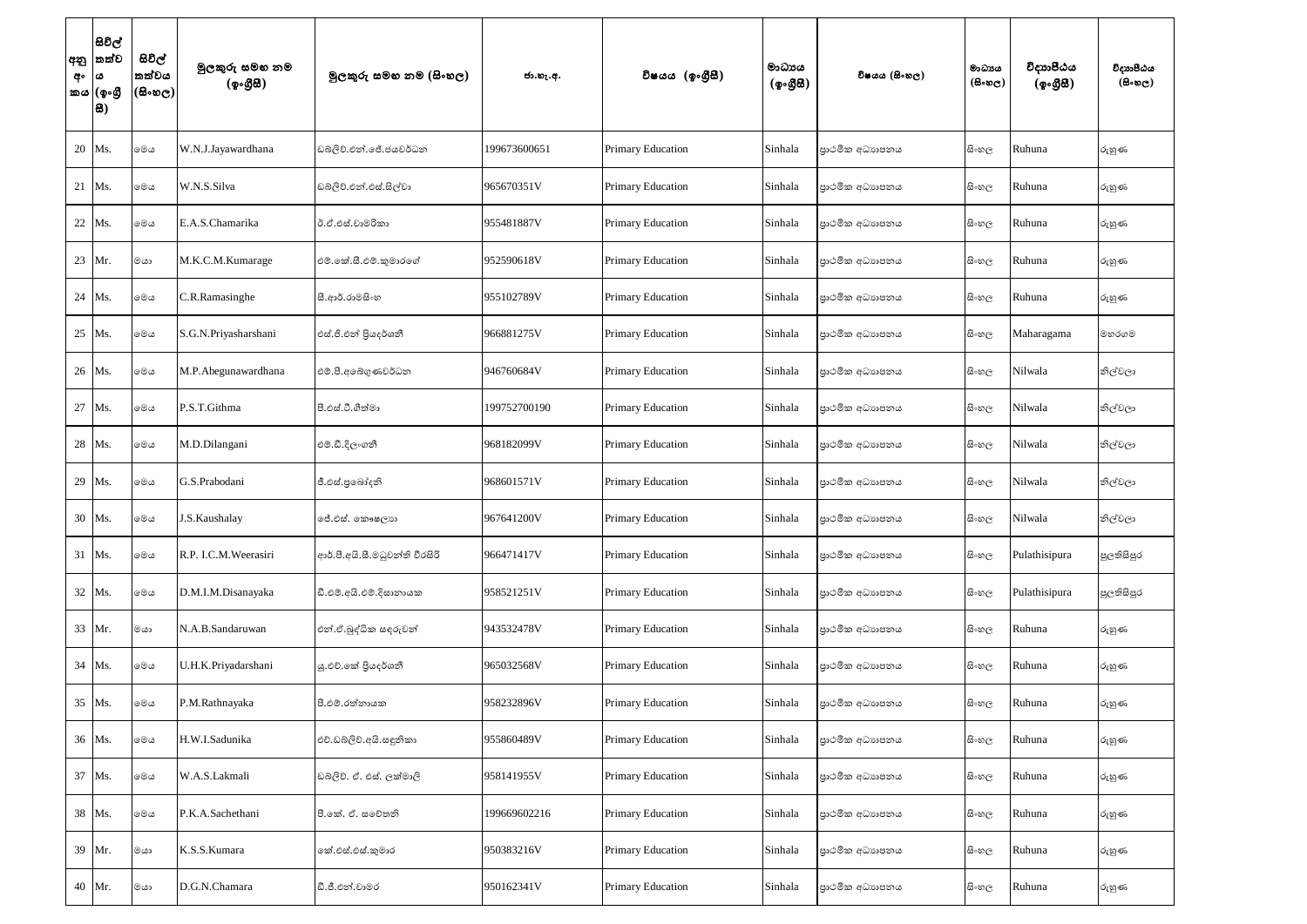| අනු අංකය | සිවිල් තත්වය (ඉංග්‍රීසි) | සිවිල් තත්වය (සිංහල) | මුලකුරු සමඟ නම (ඉංග්‍රීසි) | මුලකුරු සමඟ නම (සිංහල) | ජා.හැ.අ. | විෂයය (ඉංග්‍රීසි) | මාධ්‍යය (ඉංග්‍රීසි) | විෂයය (සිංහල) | මාධ්‍යය (සිංහල) | විද්‍යාපීඨය (ඉංග්‍රීසි) | විද්‍යාපීඨය (සිංහල) |
|---|---|---|---|---|---|---|---|---|---|---|---|
| 20 | Ms. | මෙය | W.N.J.Jayawardhana | ඩබ්ලිව්.එන්.ජේ.ජයවර්ධන | 199673600651 | Primary Education | Sinhala | ප්‍රාථමික අධ්‍යාපනය | සිංහල | Ruhuna | රුහුණ |
| 21 | Ms. | මෙය | W.N.S.Silva | ඩබ්ලිව්.එන්.එස්.සිල්වා | 965670351V | Primary Education | Sinhala | ප්‍රාථමික අධ්‍යාපනය | සිංහල | Ruhuna | රුහුණ |
| 22 | Ms. | මෙය | E.A.S.Chamarika | ඊ.ඒ.එස්.චාමරිකා | 955481887V | Primary Education | Sinhala | ප්‍රාථමික අධ්‍යාපනය | සිංහල | Ruhuna | රුහුණ |
| 23 | Mr. | මයා | M.K.C.M.Kumarage | එම්.කේ.සී.එම්.කුමාරගේ | 952590618V | Primary Education | Sinhala | ප්‍රාථමික අධ්‍යාපනය | සිංහල | Ruhuna | රුහුණ |
| 24 | Ms. | මෙය | C.R.Ramasinghe | සී.ආර්.රාමසිංහ | 955102789V | Primary Education | Sinhala | ප්‍රාථමික අධ්‍යාපනය | සිංහල | Ruhuna | රුහුණ |
| 25 | Ms. | මෙය | S.G.N.Priyasharshani | එස්.ජී.එන් ප්‍රියදර්ශනී | 966881275V | Primary Education | Sinhala | ප්‍රාථමික අධ්‍යාපනය | සිංහල | Maharagama | මහරගම |
| 26 | Ms. | මෙය | M.P.Abegunawardhana | එම්.පී.අබේගුණවර්ධන | 946760684V | Primary Education | Sinhala | ප්‍රාථමික අධ්‍යාපනය | සිංහල | Nilwala | නිල්වලා |
| 27 | Ms. | මෙය | P.S.T.Githma | පී.එස්.ටී.ගීත්මා | 199752700190 | Primary Education | Sinhala | ප්‍රාථමික අධ්‍යාපනය | සිංහල | Nilwala | නිල්වලා |
| 28 | Ms. | මෙය | M.D.Dilangani | එම්.ඩී.දිලංගනී | 968182099V | Primary Education | Sinhala | ප්‍රාථමික අධ්‍යාපනය | සිංහල | Nilwala | නිල්වලා |
| 29 | Ms. | මෙය | G.S.Prabodani | ජී.එස්.ප්‍රබෝදනී | 968601571V | Primary Education | Sinhala | ප්‍රාථමික අධ්‍යාපනය | සිංහල | Nilwala | නිල්වලා |
| 30 | Ms. | මෙය | J.S.Kaushalay | ජේ.එස්. කෞෂල්‍යා | 967641200V | Primary Education | Sinhala | ප්‍රාථමික අධ්‍යාපනය | සිංහල | Nilwala | නිල්වලා |
| 31 | Ms. | මෙය | R.P. I.C.M.Weerasiri | ආර්.පී.අයි.සී.මධුවන්ති වීරසිරි | 966471417V | Primary Education | Sinhala | ප්‍රාථමික අධ්‍යාපනය | සිංහල | Pulathisipura | පුලතිසිපුර |
| 32 | Ms. | මෙය | D.M.I.M.Disanayaka | ඩී.එම්.අයි.එම්.දිසානායක | 958521251V | Primary Education | Sinhala | ප්‍රාථමික අධ්‍යාපනය | සිංහල | Pulathisipura | පුලතිසිපුර |
| 33 | Mr. | මයා | N.A.B.Sandaruwan | එන්.ඒ.බුද්ධික සඳරුවන් | 943532478V | Primary Education | Sinhala | ප්‍රාථමික අධ්‍යාපනය | සිංහල | Ruhuna | රුහුණ |
| 34 | Ms. | මෙය | U.H.K.Priyadarshani | යූ.එච්.කේ ප්‍රියදර්ශනී | 965032568V | Primary Education | Sinhala | ප්‍රාථමික අධ්‍යාපනය | සිංහල | Ruhuna | රුහුණ |
| 35 | Ms. | මෙය | P.M.Rathnayaka | පී.එම්.රත්නායක | 958232896V | Primary Education | Sinhala | ප්‍රාථමික අධ්‍යාපනය | සිංහල | Ruhuna | රුහුණ |
| 36 | Ms. | මෙය | H.W.I.Sadunika | එච්.ඩබ්ලිව්.අයි.සඳුනිකා | 955860489V | Primary Education | Sinhala | ප්‍රාථමික අධ්‍යාපනය | සිංහල | Ruhuna | රුහුණ |
| 37 | Ms. | මෙය | W.A.S.Lakmali | ඩබ්ලිව්. ඒ. එස්. ලක්මාලි | 958141955V | Primary Education | Sinhala | ප්‍රාථමික අධ්‍යාපනය | සිංහල | Ruhuna | රුහුණ |
| 38 | Ms. | මෙය | P.K.A.Sachethani | පී.කේ. ඒ. සචේතනි | 199669602216 | Primary Education | Sinhala | ප්‍රාථමික අධ්‍යාපනය | සිංහල | Ruhuna | රුහුණ |
| 39 | Mr. | මයා | K.S.S.Kumara | කේ.එස්.එස්.කුමාර | 950383216V | Primary Education | Sinhala | ප්‍රාථමික අධ්‍යාපනය | සිංහල | Ruhuna | රුහුණ |
| 40 | Mr. | මයා | D.G.N.Chamara | ඩී.ජී.එන්.චාමර | 950162341V | Primary Education | Sinhala | ප්‍රාථමික අධ්‍යාපනය | සිංහල | Ruhuna | රුහුණ |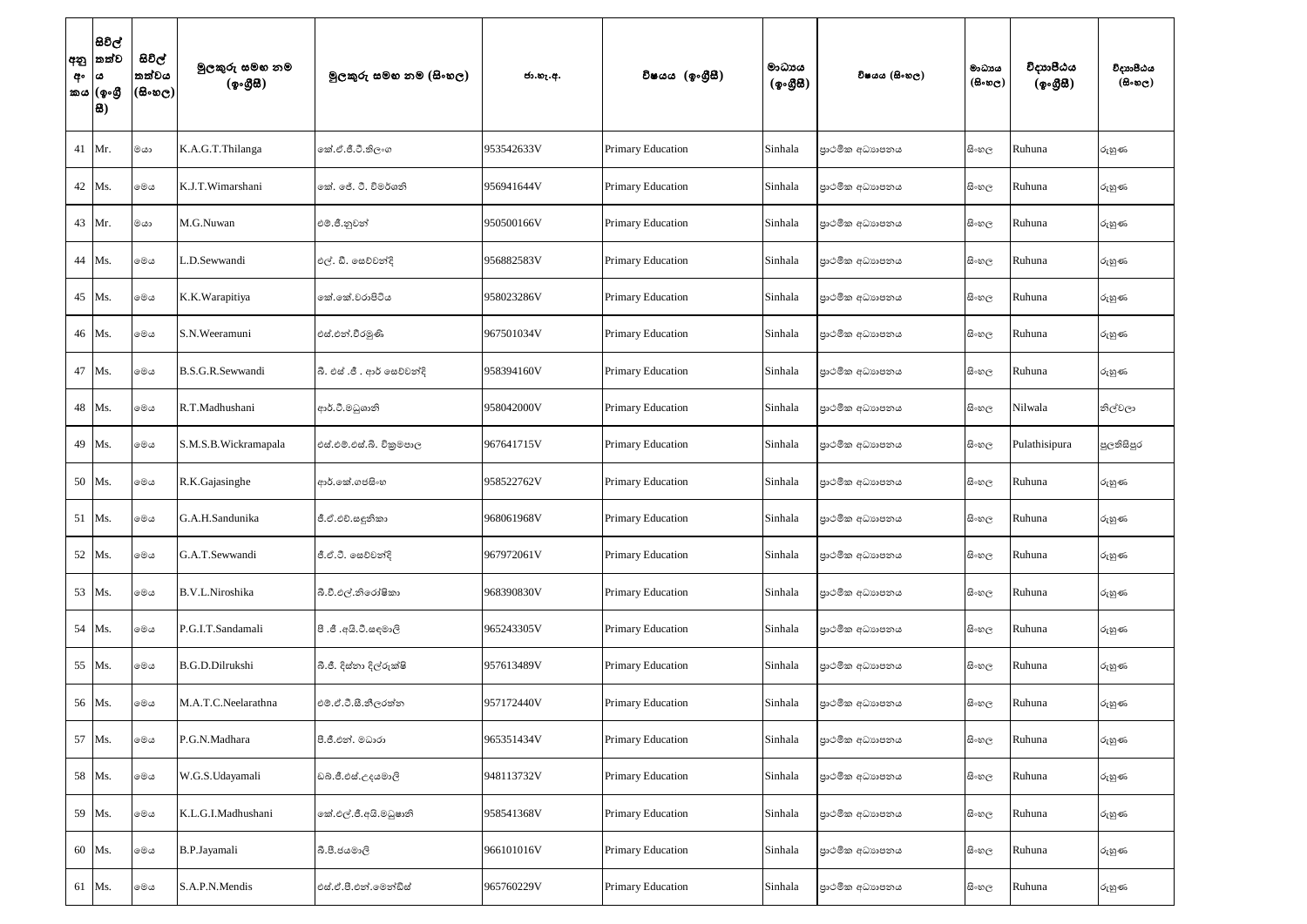| අනු අං කය | සිවිල් තත්වය (ඉංග්‍රීසි) | සිවිල් තත්වය (සිංහල) | මුලකුරු සමඟ නම (ඉංග්‍රීසි) | මුලකුරු සමඟ නම (සිංහල) | ජා.හැ.අ. | විෂයය (ඉංග්‍රීසි) | මාධ්‍යය (ඉංග්‍රීසි) | විෂයය (සිංහල) | මාධ්‍යය (සිංහල) | විද්‍යාපීඨය (ඉංග්‍රීසි) | විද්‍යාපීඨය (සිංහල) |
|---|---|---|---|---|---|---|---|---|---|---|---|
| 41 | Mr. | මයා | K.A.G.T.Thilanga | කේ.ඒ.ජී.ටී.තිලංග | 953542633V | Primary Education | Sinhala | ප්‍රාථමික අධ්‍යාපනය | සිංහල | Ruhuna | රුහුණ |
| 42 | Ms. | මෙය | K.J.T.Wimarshani | කේ. ජේ. ටී. විමර්ශනි | 956941644V | Primary Education | Sinhala | ප්‍රාථමික අධ්‍යාපනය | සිංහල | Ruhuna | රුහුණ |
| 43 | Mr. | මයා | M.G.Nuwan | එම්.ජී.නුවන් | 950500166V | Primary Education | Sinhala | ප්‍රාථමික අධ්‍යාපනය | සිංහල | Ruhuna | රුහුණ |
| 44 | Ms. | මෙය | L.D.Sewwandi | එල්. ඩී. සෙව්වන්දි | 956882583V | Primary Education | Sinhala | ප්‍රාථමික අධ්‍යාපනය | සිංහල | Ruhuna | රුහුණ |
| 45 | Ms. | මෙය | K.K.Warapitiya | කේ.කේ.වරාපිටිය | 958023286V | Primary Education | Sinhala | ප්‍රාථමික අධ්‍යාපනය | සිංහල | Ruhuna | රුහුණ |
| 46 | Ms. | මෙය | S.N.Weeramuni | එස්.එන්.වීරමුණි | 967501034V | Primary Education | Sinhala | ප්‍රාථමික අධ්‍යාපනය | සිංහල | Ruhuna | රුහුණ |
| 47 | Ms. | මෙය | B.S.G.R.Sewwandi | බී. එස් .ජී . ආර් සෙව්වන්දි | 958394160V | Primary Education | Sinhala | ප්‍රාථමික අධ්‍යාපනය | සිංහල | Ruhuna | රුහුණ |
| 48 | Ms. | මෙය | R.T.Madhushani | ආර්.ටී.මධුශානි | 958042000V | Primary Education | Sinhala | ප්‍රාථමික අධ්‍යාපනය | සිංහල | Nilwala | නිල්වලා |
| 49 | Ms. | මෙය | S.M.S.B.Wickramapala | එස්.එම්.එස්.බී. වික්‍රමපාල | 967641715V | Primary Education | Sinhala | ප්‍රාථමික අධ්‍යාපනය | සිංහල | Pulathisipura | පුලතිසිපුර |
| 50 | Ms. | මෙය | R.K.Gajasinghe | ආර්.කේ.ගජසිංහ | 958522762V | Primary Education | Sinhala | ප්‍රාථමික අධ්‍යාපනය | සිංහල | Ruhuna | රුහුණ |
| 51 | Ms. | මෙය | G.A.H.Sandunika | ජී.ඒ.එච්.සඳුනිකා | 968061968V | Primary Education | Sinhala | ප්‍රාථමික අධ්‍යාපනය | සිංහල | Ruhuna | රුහුණ |
| 52 | Ms. | මෙය | G.A.T.Sewwandi | ජී.ඒ.ටී. සෙව්වන්දි | 967972061V | Primary Education | Sinhala | ප්‍රාථමික අධ්‍යාපනය | සිංහල | Ruhuna | රුහුණ |
| 53 | Ms. | මෙය | B.V.L.Niroshika | බී.වී.එල්.නිරෝෂිකා | 968390830V | Primary Education | Sinhala | ප්‍රාථමික අධ්‍යාපනය | සිංහල | Ruhuna | රුහුණ |
| 54 | Ms. | මෙය | P.G.I.T.Sandamali | පී .ජී .අයි.ටී.සඳමාලි | 965243305V | Primary Education | Sinhala | ප්‍රාථමික අධ්‍යාපනය | සිංහල | Ruhuna | රුහුණ |
| 55 | Ms. | මෙය | B.G.D.Dilrukshi | බී.ජී. දිස්නා දිල්රුක්ෂි | 957613489V | Primary Education | Sinhala | ප්‍රාථමික අධ්‍යාපනය | සිංහල | Ruhuna | රුහුණ |
| 56 | Ms. | මෙය | M.A.T.C.Neelarathna | එම්.ඒ.ටී.සී.නීලරත්න | 957172440V | Primary Education | Sinhala | ප්‍රාථමික අධ්‍යාපනය | සිංහල | Ruhuna | රුහුණ |
| 57 | Ms. | මෙය | P.G.N.Madhara | පී.ජී.එන්. මධාරා | 965351434V | Primary Education | Sinhala | ප්‍රාථමික අධ්‍යාපනය | සිංහල | Ruhuna | රුහුණ |
| 58 | Ms. | මෙය | W.G.S.Udayamali | ඩබ්.ජී.එස්.උදයමාලි | 948113732V | Primary Education | Sinhala | ප්‍රාථමික අධ්‍යාපනය | සිංහල | Ruhuna | රුහුණ |
| 59 | Ms. | මෙය | K.L.G.I.Madhushani | කේ.එල්.ජී.අයි.මධුෂානි | 958541368V | Primary Education | Sinhala | ප්‍රාථමික අධ්‍යාපනය | සිංහල | Ruhuna | රුහුණ |
| 60 | Ms. | මෙය | B.P.Jayamali | බී.පී.ජයමාලි | 966101016V | Primary Education | Sinhala | ප්‍රාථමික අධ්‍යාපනය | සිංහල | Ruhuna | රුහුණ |
| 61 | Ms. | මෙය | S.A.P.N.Mendis | එස්.ඒ.පී.එන්.මෙන්ඩිස් | 965760229V | Primary Education | Sinhala | ප්‍රාථමික අධ්‍යාපනය | සිංහල | Ruhuna | රුහුණ |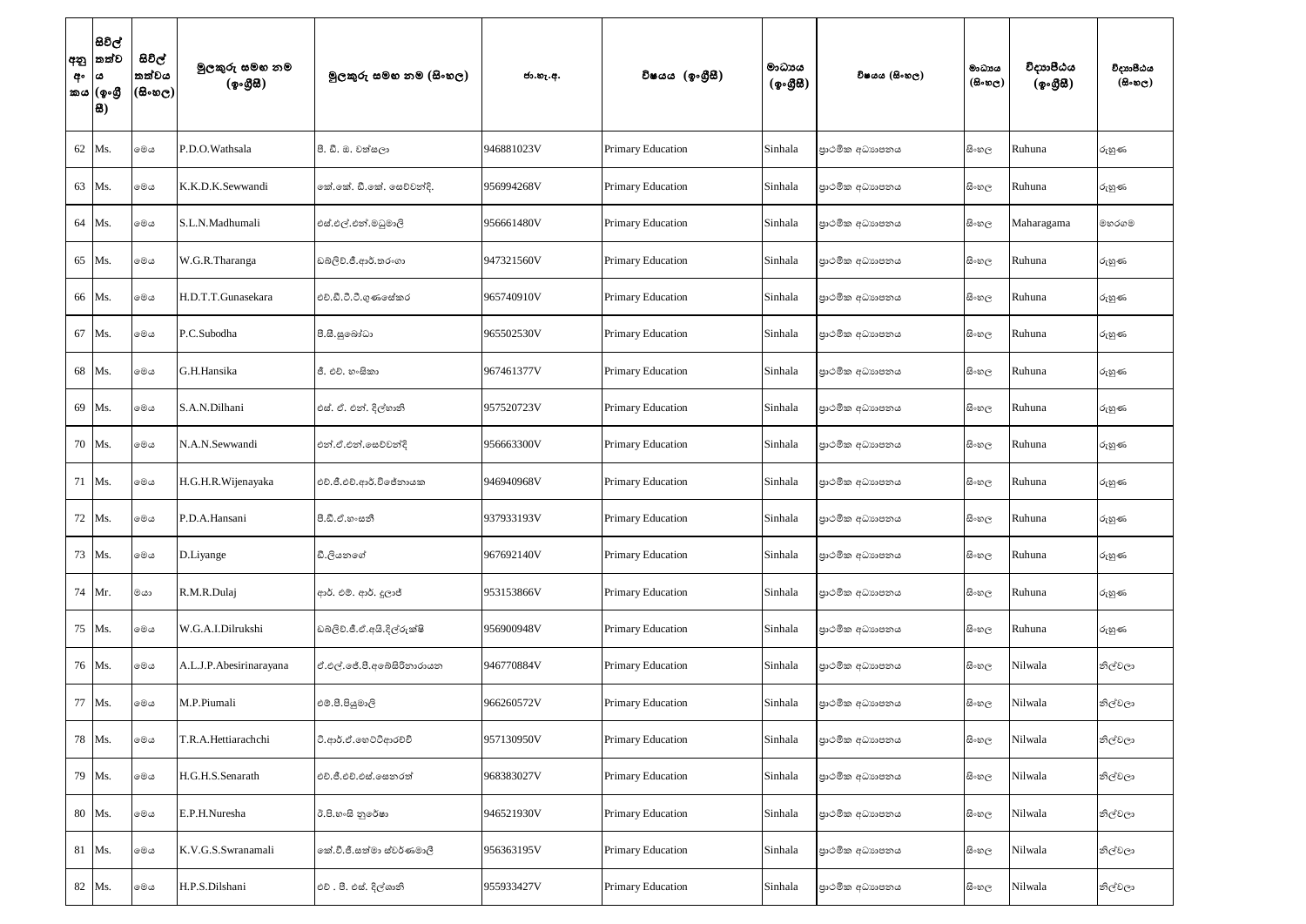| අනු අංකය | සිවිල් තත්වය (ඉංග්‍රීසි) | සිවිල් තත්වය (සිංහල) | මුලකුරු සමඟ නම (ඉංග්‍රීසි) | මුලකුරු සමඟ නම (සිංහල) | ජා.හැ.අ. | විෂයය (ඉංග්‍රීසි) | මාධ්‍යය (ඉංග්‍රීසි) | විෂයය (සිංහල) | මාධ්‍යය (සිංහල) | විද්‍යාපීඨය (ඉංග්‍රීසි) | විද්‍යාපීඨය (සිංහල) |
|---|---|---|---|---|---|---|---|---|---|---|---|
| 62 | Ms. | මෙය | P.D.O.Wathsala | පී. ඩී. ඕ. වත්සලා | 946881023V | Primary Education | Sinhala | ප්‍රාථමික අධ්‍යාපනය | සිංහල | Ruhuna | රුහුණ |
| 63 | Ms. | මෙය | K.K.D.K.Sewwandi | කේ.කේ. ඩී.කේ. සෙව්වන්දි. | 956994268V | Primary Education | Sinhala | ප්‍රාථමික අධ්‍යාපනය | සිංහල | Ruhuna | රුහුණ |
| 64 | Ms. | මෙය | S.L.N.Madhumali | එස්.එල්.එන්.මධුමාලි | 956661480V | Primary Education | Sinhala | ප්‍රාථමික අධ්‍යාපනය | සිංහල | Maharagama | මහරගම |
| 65 | Ms. | මෙය | W.G.R.Tharanga | ඩබ්ලිව්.ජී.ආර්.තරංගා | 947321560V | Primary Education | Sinhala | ප්‍රාථමික අධ්‍යාපනය | සිංහල | Ruhuna | රුහුණ |
| 66 | Ms. | මෙය | H.D.T.T.Gunasekara | එච්.ඩී.ටී.ටී.ගුණසේකර | 965740910V | Primary Education | Sinhala | ප්‍රාථමික අධ්‍යාපනය | සිංහල | Ruhuna | රුහුණ |
| 67 | Ms. | මෙය | P.C.Subodha | පී.සී.සුබෝධා | 965502530V | Primary Education | Sinhala | ප්‍රාථමික අධ්‍යාපනය | සිංහල | Ruhuna | රුහුණ |
| 68 | Ms. | මෙය | G.H.Hansika | ජී. එච්. හංසිකා | 967461377V | Primary Education | Sinhala | ප්‍රාථමික අධ්‍යාපනය | සිංහල | Ruhuna | රුහුණ |
| 69 | Ms. | මෙය | S.A.N.Dilhani | එස්. ඒ. එන්. දිල්හානි | 957520723V | Primary Education | Sinhala | ප්‍රාථමික අධ්‍යාපනය | සිංහල | Ruhuna | රුහුණ |
| 70 | Ms. | මෙය | N.A.N.Sewwandi | එන්.ඒ.එන්.සෙව්වන්දි | 956663300V | Primary Education | Sinhala | ප්‍රාථමික අධ්‍යාපනය | සිංහල | Ruhuna | රුහුණ |
| 71 | Ms. | මෙය | H.G.H.R.Wijenayaka | එච්.ජී.එච්.ආර්.විජේනායක | 946940968V | Primary Education | Sinhala | ප්‍රාථමික අධ්‍යාපනය | සිංහල | Ruhuna | රුහුණ |
| 72 | Ms. | මෙය | P.D.A.Hansani | පී.ඩී.ඒ.හංසනී | 937933193V | Primary Education | Sinhala | ප්‍රාථමික අධ්‍යාපනය | සිංහල | Ruhuna | රුහුණ |
| 73 | Ms. | මෙය | D.Liyange | ඩී.ලියනගේ | 967692140V | Primary Education | Sinhala | ප්‍රාථමික අධ්‍යාපනය | සිංහල | Ruhuna | රුහුණ |
| 74 | Mr. | මයා | R.M.R.Dulaj | ආර්. එම්. ආර්. දුලාජ් | 953153866V | Primary Education | Sinhala | ප්‍රාථමික අධ්‍යාපනය | සිංහල | Ruhuna | රුහුණ |
| 75 | Ms. | මෙය | W.G.A.I.Dilrukshi | ඩබ්ලිව්.ජී.ඒ.අයි.දිල්රුක්ෂි | 956900948V | Primary Education | Sinhala | ප්‍රාථමික අධ්‍යාපනය | සිංහල | Ruhuna | රුහුණ |
| 76 | Ms. | මෙය | A.L.J.P.Abesirinarayana | ඒ.එල්.ජේ.පී.අබේසිරිනාරායන | 946770884V | Primary Education | Sinhala | ප්‍රාථමික අධ්‍යාපනය | සිංහල | Nilwala | නිල්වලා |
| 77 | Ms. | මෙය | M.P.Piumali | එම්.පී.පියුමාලි | 966260572V | Primary Education | Sinhala | ප්‍රාථමික අධ්‍යාපනය | සිංහල | Nilwala | නිල්වලා |
| 78 | Ms. | මෙය | T.R.A.Hettiarachchi | ටී.ආර්.ඒ.හෙට්ටිආරච්චි | 957130950V | Primary Education | Sinhala | ප්‍රාථමික අධ්‍යාපනය | සිංහල | Nilwala | නිල්වලා |
| 79 | Ms. | මෙය | H.G.H.S.Senarath | එච්.ජී.එච්.එස්.සෙනරත් | 968383027V | Primary Education | Sinhala | ප්‍රාථමික අධ්‍යාපනය | සිංහල | Nilwala | නිල්වලා |
| 80 | Ms. | මෙය | E.P.H.Nuresha | ඊ.පී.හංසි නුරේෂා | 946521930V | Primary Education | Sinhala | ප්‍රාථමික අධ්‍යාපනය | සිංහල | Nilwala | නිල්වලා |
| 81 | Ms. | මෙය | K.V.G.S.Swranamali | කේ.වී.ජී.සත්මා ස්වර්ණමාලි | 956363195V | Primary Education | Sinhala | ප්‍රාථමික අධ්‍යාපනය | සිංහල | Nilwala | නිල්වලා |
| 82 | Ms. | මෙය | H.P.S.Dilshani | එච් . පී. එස්. දිල්ශානි | 955933427V | Primary Education | Sinhala | ප්‍රාථමික අධ්‍යාපනය | සිංහල | Nilwala | නිල්වලා |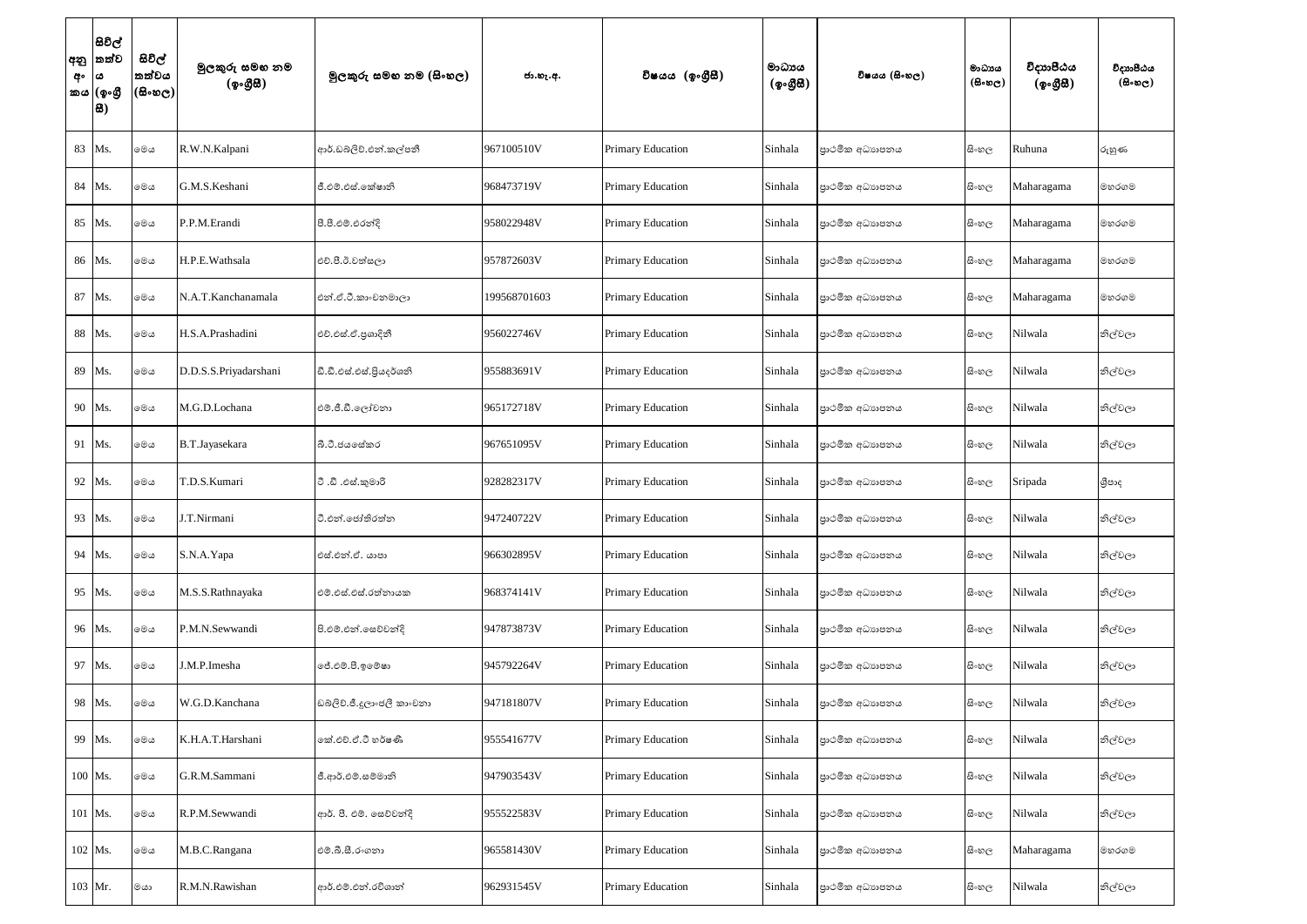| අනු අං කය | සිවිල් තත්ව ය (ඉංග්‍රී සි) | සිවිල් තත්වය (සිංහල) | මුලකුරු සමඟ නම (ඉංග්‍රීසි) | මුලකුරු සමඟ නම (සිංහල) | ජා.හැ.අ. | විෂයය (ඉංග්‍රීසි) | මාධ්‍යය (ඉංග්‍රීසි) | විෂයය (සිංහල) | මාධ්‍යය (සිංහල) | විද්‍යාපීඨය (ඉංග්‍රීසි) | විද්‍යාපීඨය (සිංහල) |
|---|---|---|---|---|---|---|---|---|---|---|---|
| 83 | Ms. | මෙය | R.W.N.Kalpani | ආර්.ඩබ්ලිව්.එන්.කල්පනී | 967100510V | Primary Education | Sinhala | ප්‍රාථමික අධ්‍යාපනය | සිංහල | Ruhuna | රුහුණ |
| 84 | Ms. | මෙය | G.M.S.Keshani | ජී.එම්.එස්.කේෂානි | 968473719V | Primary Education | Sinhala | ප්‍රාථමික අධ්‍යාපනය | සිංහල | Maharagama | මහරගම |
| 85 | Ms. | මෙය | P.P.M.Erandi | පී.පී.එම්.එරන්දි | 958022948V | Primary Education | Sinhala | ප්‍රාථමික අධ්‍යාපනය | සිංහල | Maharagama | මහරගම |
| 86 | Ms. | මෙය | H.P.E.Wathsala | එච්.පී.ඊ.වත්සලා | 957872603V | Primary Education | Sinhala | ප්‍රාථමික අධ්‍යාපනය | සිංහල | Maharagama | මහරගම |
| 87 | Ms. | මෙය | N.A.T.Kanchanamala | එන්.ඒ.ටී.කාංචනමාලා | 199568701603 | Primary Education | Sinhala | ප්‍රාථමික අධ්‍යාපනය | සිංහල | Maharagama | මහරගම |
| 88 | Ms. | මෙය | H.S.A.Prashadini | එච්.එස්.ඒ.ප්‍රශාදිනී | 956022746V | Primary Education | Sinhala | ප්‍රාථමික අධ්‍යාපනය | සිංහල | Nilwala | නිල්වලා |
| 89 | Ms. | මෙය | D.D.S.S.Priyadarshani | ඩී.ඩී.එස්.එස්.ප්‍රියදර්ශනි | 955883691V | Primary Education | Sinhala | ප්‍රාථමික අධ්‍යාපනය | සිංහල | Nilwala | නිල්වලා |
| 90 | Ms. | මෙය | M.G.D.Lochana | එම්.ජී.ඩී.ලෝචනා | 965172718V | Primary Education | Sinhala | ප්‍රාථමික අධ්‍යාපනය | සිංහල | Nilwala | නිල්වලා |
| 91 | Ms. | මෙය | B.T.Jayasekara | බී.ටී.ජයසේකර | 967651095V | Primary Education | Sinhala | ප්‍රාථමික අධ්‍යාපනය | සිංහල | Nilwala | නිල්වලා |
| 92 | Ms. | මෙය | T.D.S.Kumari | ටී .ඩී .එස්.කුමාරි | 928282317V | Primary Education | Sinhala | ප්‍රාථමික අධ්‍යාපනය | සිංහල | Sripada | ශ්‍රීපාද |
| 93 | Ms. | මෙය | J.T.Nirmani | ටී.එන්.ජෝතිරත්න | 947240722V | Primary Education | Sinhala | ප්‍රාථමික අධ්‍යාපනය | සිංහල | Nilwala | නිල්වලා |
| 94 | Ms. | මෙය | S.N.A.Yapa | එස්.එන්.ඒ. යාපා | 966302895V | Primary Education | Sinhala | ප්‍රාථමික අධ්‍යාපනය | සිංහල | Nilwala | නිල්වලා |
| 95 | Ms. | මෙය | M.S.S.Rathnayaka | එම්.එස්.එස්.රත්නායක | 968374141V | Primary Education | Sinhala | ප්‍රාථමික අධ්‍යාපනය | සිංහල | Nilwala | නිල්වලා |
| 96 | Ms. | මෙය | P.M.N.Sewwandi | පී.එම්.එන්.සෙව්වන්දි | 947873873V | Primary Education | Sinhala | ප්‍රාථමික අධ්‍යාපනය | සිංහල | Nilwala | නිල්වලා |
| 97 | Ms. | මෙය | J.M.P.Imesha | ජේ.එම්.පී.ඉමේෂා | 945792264V | Primary Education | Sinhala | ප්‍රාථමික අධ්‍යාපනය | සිංහල | Nilwala | නිල්වලා |
| 98 | Ms. | මෙය | W.G.D.Kanchana | ඩබ්ලිව්.ජී.දුලාංජලී කාංචනා | 947181807V | Primary Education | Sinhala | ප්‍රාථමික අධ්‍යාපනය | සිංහල | Nilwala | නිල්වලා |
| 99 | Ms. | මෙය | K.H.A.T.Harshani | කේ.එච්.ඒ.ටී හර්ෂණී | 955541677V | Primary Education | Sinhala | ප්‍රාථමික අධ්‍යාපනය | සිංහල | Nilwala | නිල්වලා |
| 100 | Ms. | මෙය | G.R.M.Sammani | ජී.ආර්.එම්.සම්මානි | 947903543V | Primary Education | Sinhala | ප්‍රාථමික අධ්‍යාපනය | සිංහල | Nilwala | නිල්වලා |
| 101 | Ms. | මෙය | R.P.M.Sewwandi | ආර්. පී. එම්. සෙව්වන්දි | 955522583V | Primary Education | Sinhala | ප්‍රාථමික අධ්‍යාපනය | සිංහල | Nilwala | නිල්වලා |
| 102 | Ms. | මෙය | M.B.C.Rangana | එම්.බී.සී.රංගනා | 965581430V | Primary Education | Sinhala | ප්‍රාථමික අධ්‍යාපනය | සිංහල | Maharagama | මහරගම |
| 103 | Mr. | මයා | R.M.N.Rawishan | ආර්.එම්.එන්.රවිශාන් | 962931545V | Primary Education | Sinhala | ප්‍රාථමික අධ්‍යාපනය | සිංහල | Nilwala | නිල්වලා |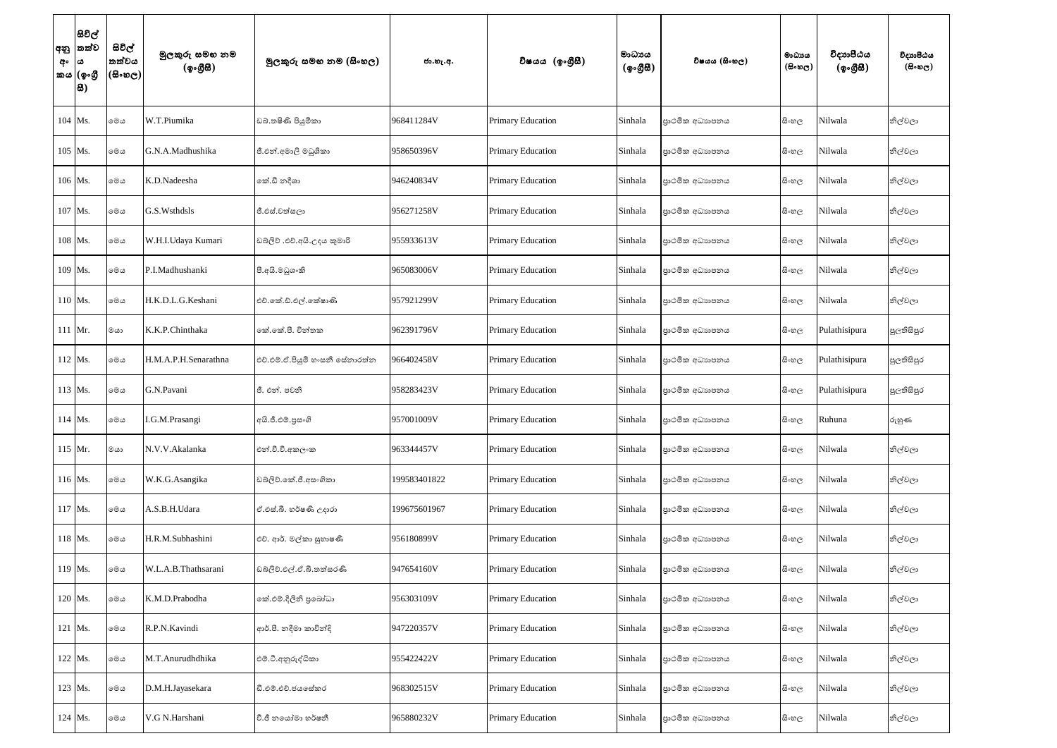| අනු අං කය | සිවිල් තත්ව ය (ඉංග්‍රී සි) | සිවිල් තත්වය (සිංහල) | මුලකුරු සමඟ නම (ඉංග්‍රීසි) | මුලකුරු සමඟ නම (සිංහල) | ජා.හැ.අ. | විෂයය (ඉංග්‍රීසි) | මාධ්‍යය (ඉංග්‍රීසි) | විෂයය (සිංහල) | මාධ්‍යය (සිංහල) | විද්‍යාපීඨය (ඉංග්‍රීසි) | විද්‍යාපීඨය (සිංහල) |
|---|---|---|---|---|---|---|---|---|---|---|---|
| 104 | Ms. | මෙය | W.T.Piumika | ඩබ්.තෂිණි පියුමිකා | 968411284V | Primary Education | Sinhala | ප්‍රාථමික අධ්‍යාපනය | සිංහල | Nilwala | නිල්වලා |
| 105 | Ms. | මෙය | G.N.A.Madhushika | ජී.එන්.අමාලි මධුශිකා | 958650396V | Primary Education | Sinhala | ප්‍රාථමික අධ්‍යාපනය | සිංහල | Nilwala | නිල්වලා |
| 106 | Ms. | මෙය | K.D.Nadeesha | කේ.ඩී නදීශා | 946240834V | Primary Education | Sinhala | ප්‍රාථමික අධ්‍යාපනය | සිංහල | Nilwala | නිල්වලා |
| 107 | Ms. | මෙය | G.S.Wsthdsls | ජී.එස්.වත්සලා | 956271258V | Primary Education | Sinhala | ප්‍රාථමික අධ්‍යාපනය | සිංහල | Nilwala | නිල්වලා |
| 108 | Ms. | මෙය | W.H.I.Udaya Kumari | ඩබ්ලිව් .එච්.අයි.උදය කුමාරි | 955933613V | Primary Education | Sinhala | ප්‍රාථමික අධ්‍යාපනය | සිංහල | Nilwala | නිල්වලා |
| 109 | Ms. | මෙය | P.I.Madhushanki | පී.අයි.මධුශංකි | 965083006V | Primary Education | Sinhala | ප්‍රාථමික අධ්‍යාපනය | සිංහල | Nilwala | නිල්වලා |
| 110 | Ms. | මෙය | H.K.D.L.G.Keshani | එච්.කේ.ඩී.එල්.කේෂාණි | 957921299V | Primary Education | Sinhala | ප්‍රාථමික අධ්‍යාපනය | සිංහල | Nilwala | නිල්වලා |
| 111 | Mr. | මයා | K.K.P.Chinthaka | කේ.කේ.පී. චින්තක | 962391796V | Primary Education | Sinhala | ප්‍රාථමික අධ්‍යාපනය | සිංහල | Pulathisipura | පුලතිසිපුර |
| 112 | Ms. | මෙය | H.M.A.P.H.Senarathna | එච්.එම්.ඒ.පියුමි හංසනී සේනාරත්න | 966402458V | Primary Education | Sinhala | ප්‍රාථමික අධ්‍යාපනය | සිංහල | Pulathisipura | පුලතිසිපුර |
| 113 | Ms. | මෙය | G.N.Pavani | ජී. එන්. පවනි | 958283423V | Primary Education | Sinhala | ප්‍රාථමික අධ්‍යාපනය | සිංහල | Pulathisipura | පුලතිසිපුර |
| 114 | Ms. | මෙය | I.G.M.Prasangi | අයි.ජී.එම්.ප්‍රසංගි | 957001009V | Primary Education | Sinhala | ප්‍රාථමික අධ්‍යාපනය | සිංහල | Ruhuna | රුහුණ |
| 115 | Mr. | මයා | N.V.V.Akalanka | එන්.වී.වී.අකලංක | 963344457V | Primary Education | Sinhala | ප්‍රාථමික අධ්‍යාපනය | සිංහල | Nilwala | නිල්වලා |
| 116 | Ms. | මෙය | W.K.G.Asangika | ඩබ්ලිව්.කේ.ජී.අසංගිකා | 199583401822 | Primary Education | Sinhala | ප්‍රාථමික අධ්‍යාපනය | සිංහල | Nilwala | නිල්වලා |
| 117 | Ms. | මෙය | A.S.B.H.Udara | ඒ.එස්.බී. හර්ෂණි උදාරා | 199675601967 | Primary Education | Sinhala | ප්‍රාථමික අධ්‍යාපනය | සිංහල | Nilwala | නිල්වලා |
| 118 | Ms. | මෙය | H.R.M.Subhashini | එච්. ආර්. මල්කා සුභාෂණී | 956180899V | Primary Education | Sinhala | ප්‍රාථමික අධ්‍යාපනය | සිංහල | Nilwala | නිල්වලා |
| 119 | Ms. | මෙය | W.L.A.B.Thathsarani | ඩබ්ලිව්.එල්.ඒ.බී.තත්සරණී | 947654160V | Primary Education | Sinhala | ප්‍රාථමික අධ්‍යාපනය | සිංහල | Nilwala | නිල්වලා |
| 120 | Ms. | මෙය | K.M.D.Prabodha | කේ.එම්.දිලිනි ප්‍රබෝධා | 956303109V | Primary Education | Sinhala | ප්‍රාථමික අධ්‍යාපනය | සිංහල | Nilwala | නිල්වලා |
| 121 | Ms. | මෙය | R.P.N.Kavindi | ආර්.පී. නදීමා කාවින්දි | 947220357V | Primary Education | Sinhala | ප්‍රාථමික අධ්‍යාපනය | සිංහල | Nilwala | නිල්වලා |
| 122 | Ms. | මෙය | M.T.Anurudhdhika | එම්.ටී.අනුරුද්ධිකා | 955422422V | Primary Education | Sinhala | ප්‍රාථමික අධ්‍යාපනය | සිංහල | Nilwala | නිල්වලා |
| 123 | Ms. | මෙය | D.M.H.Jayasekara | ඩී.එම්.එච්.ජයසේකර | 968302515V | Primary Education | Sinhala | ප්‍රාථමික අධ්‍යාපනය | සිංහල | Nilwala | නිල්වලා |
| 124 | Ms. | මෙය | V.G N.Harshani | වී.ජී නයෝමා හර්ෂනී | 965880232V | Primary Education | Sinhala | ප්‍රාථමික අධ්‍යාපනය | සිංහල | Nilwala | නිල්වලා |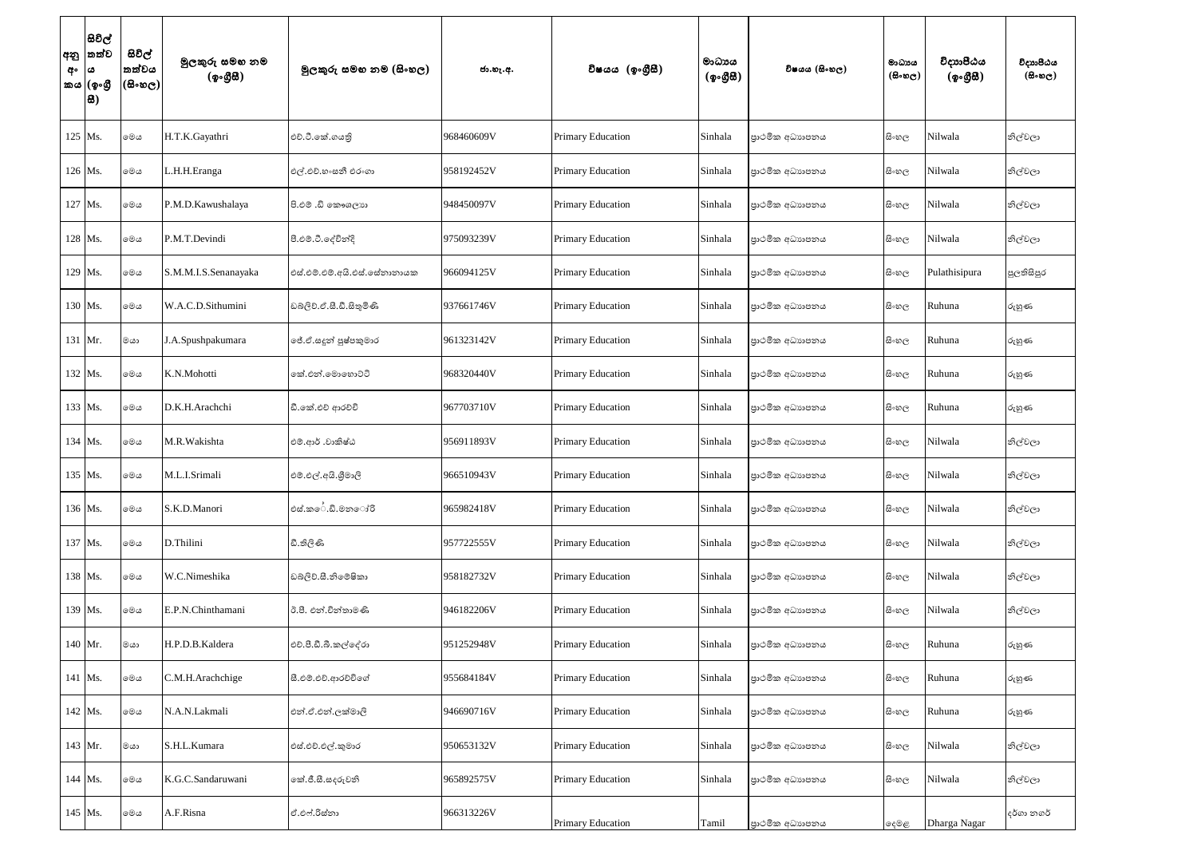| අනු අංකය | සිවිල් තත්වය (ඉංග්‍රීසි) | සිවිල් තත්වය (සිංහල) | මුලකුරු සමඟ නම (ඉංග්‍රීසි) | මුලකුරු සමඟ නම (සිංහල) | ජා.හැ.අ. | විෂයය (ඉංග්‍රීසි) | මාධ්‍යය (ඉංග්‍රීසි) | විෂයය (සිංහල) | මාධ්‍යය (සිංහල) | විද්‍යාපීඨය (ඉංග්‍රීසි) | විද්‍යාපීඨය (සිංහල) |
|---|---|---|---|---|---|---|---|---|---|---|---|
| 125 | Ms. | මෙය | H.T.K.Gayathri | එච්.ටී.කේ.ගයත්‍රි | 968460609V | Primary Education | Sinhala | ප්‍රාථමික අධ්‍යාපනය | සිංහල | Nilwala | නිල්වලා |
| 126 | Ms. | මෙය | L.H.H.Eranga | එල්.එච්.හංසනී එරංගා | 958192452V | Primary Education | Sinhala | ප්‍රාථමික අධ්‍යාපනය | සිංහල | Nilwala | නිල්වලා |
| 127 | Ms. | මෙය | P.M.D.Kawushalaya | පී.එම් .ඩී කෞශල්‍යා | 948450097V | Primary Education | Sinhala | ප්‍රාථමික අධ්‍යාපනය | සිංහල | Nilwala | නිල්වලා |
| 128 | Ms. | මෙය | P.M.T.Devindi | පී.එම්.ටී.දේවින්දි | 975093239V | Primary Education | Sinhala | ප්‍රාථමික අධ්‍යාපනය | සිංහල | Nilwala | නිල්වලා |
| 129 | Ms. | මෙය | S.M.M.I.S.Senanayaka | එස්.එම්.එම්.අයි.එස්.සේනානායක | 966094125V | Primary Education | Sinhala | ප්‍රාථමික අධ්‍යාපනය | සිංහල | Pulathisipura | පුලතිසිපුර |
| 130 | Ms. | මෙය | W.A.C.D.Sithumini | ඩබ්ලිව්.ඒ.සී.ඩී.සිතුමිණි | 937661746V | Primary Education | Sinhala | ප්‍රාථමික අධ්‍යාපනය | සිංහල | Ruhuna | රුහුණ |
| 131 | Mr. | මයා | J.A.Spushpakumara | ජේ.ඒ.සදුන් පුෂ්පකුමාර | 961323142V | Primary Education | Sinhala | ප්‍රාථමික අධ්‍යාපනය | සිංහල | Ruhuna | රුහුණ |
| 132 | Ms. | මෙය | K.N.Mohotti | කේ.එන්.මොහොට්ටි | 968320440V | Primary Education | Sinhala | ප්‍රාථමික අධ්‍යාපනය | සිංහල | Ruhuna | රුහුණ |
| 133 | Ms. | මෙය | D.K.H.Arachchi | ඩී.කේ.එච් ආරච්චි | 967703710V | Primary Education | Sinhala | ප්‍රාථමික අධ්‍යාපනය | සිංහල | Ruhuna | රුහුණ |
| 134 | Ms. | මෙය | M.R.Wakishta | එම්.ආර් .වාකිෂ්ඨ | 956911893V | Primary Education | Sinhala | ප්‍රාථමික අධ්‍යාපනය | සිංහල | Nilwala | නිල්වලා |
| 135 | Ms. | මෙය | M.L.I.Srimali | එම්.එල්.අයි.ශ්‍රීමාලි | 966510943V | Primary Education | Sinhala | ප්‍රාථමික අධ්‍යාපනය | සිංහල | Nilwala | නිල්වලා |
| 136 | Ms. | මෙය | S.K.D.Manori | එස්.කේ.ඩී.මනෝරි | 965982418V | Primary Education | Sinhala | ප්‍රාථමික අධ්‍යාපනය | සිංහල | Nilwala | නිල්වලා |
| 137 | Ms. | මෙය | D.Thilini | ඩී.තිලිණි | 957722555V | Primary Education | Sinhala | ප්‍රාථමික අධ්‍යාපනය | සිංහල | Nilwala | නිල්වලා |
| 138 | Ms. | මෙය | W.C.Nimeshika | ඩබ්ලිව්.සී.නිමේෂිකා | 958182732V | Primary Education | Sinhala | ප්‍රාථමික අධ්‍යාපනය | සිංහල | Nilwala | නිල්වලා |
| 139 | Ms. | මෙය | E.P.N.Chinthamani | ඊ.පී. එන්.චින්තාමණි | 946182206V | Primary Education | Sinhala | ප්‍රාථමික අධ්‍යාපනය | සිංහල | Nilwala | නිල්වලා |
| 140 | Mr. | මයා | H.P.D.B.Kaldera | එච්.පී.ඩී.බී.කල්දේරා | 951252948V | Primary Education | Sinhala | ප්‍රාථමික අධ්‍යාපනය | සිංහල | Ruhuna | රුහුණ |
| 141 | Ms. | මෙය | C.M.H.Arachchige | සී.එම්.එච්.ආරච්චිගේ | 955684184V | Primary Education | Sinhala | ප්‍රාථමික අධ්‍යාපනය | සිංහල | Ruhuna | රුහුණ |
| 142 | Ms. | මෙය | N.A.N.Lakmali | එන්.ඒ.එන්.ලක්මාලි | 946690716V | Primary Education | Sinhala | ප්‍රාථමික අධ්‍යාපනය | සිංහල | Ruhuna | රුහුණ |
| 143 | Mr. | මයා | S.H.L.Kumara | එස්.එච්.එල්.කුමාර | 950653132V | Primary Education | Sinhala | ප්‍රාථමික අධ්‍යාපනය | සිංහල | Nilwala | නිල්වලා |
| 144 | Ms. | මෙය | K.G.C.Sandaruwani | කේ.ජී.සී.සදරුවනි | 965892575V | Primary Education | Sinhala | ප්‍රාථමික අධ්‍යාපනය | සිංහල | Nilwala | නිල්වලා |
| 145 | Ms. | මෙය | A.F.Risna | ඒ.එෆ්.රිස්නා | 966313226V | Primary Education | Tamil | ප්‍රාථමික අධ්‍යාපනය | දෙමළ | Dharga Nagar | දර්ගා නගර් |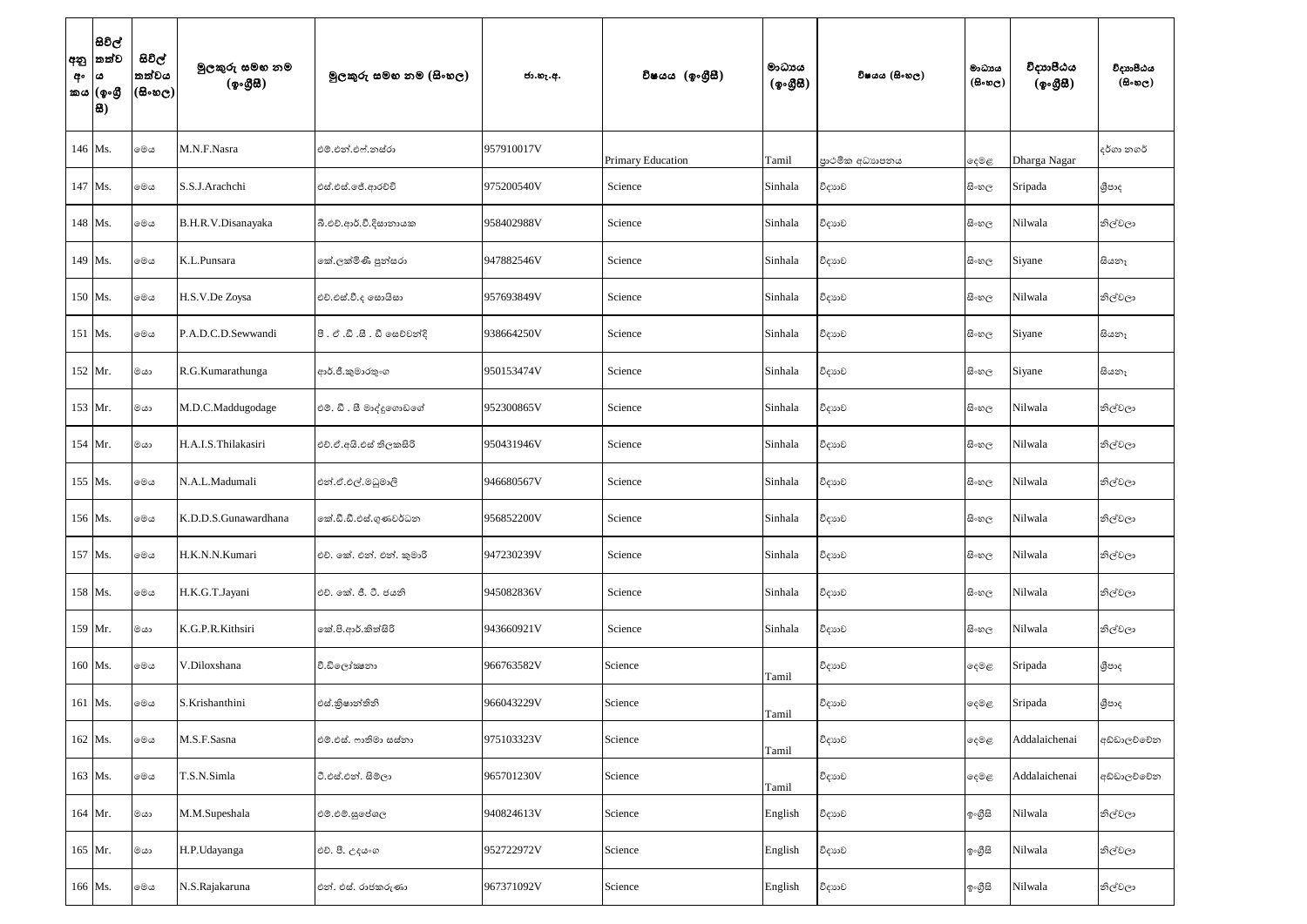| අනු අංකය | සිවිල් තත්වය (ඉංග්‍රීසි) | සිවිල් තත්වය (සිංහල) | මුලකුරු සමඟ නම (ඉංග්‍රීසි) | මුලකුරු සමඟ නම (සිංහල) | ජා.හැ.අ. | විෂයය (ඉංග්‍රීසි) | මාධ්‍යය (ඉංග්‍රීසි) | විෂයය (සිංහල) | මාධ්‍යය (සිංහල) | විද්‍යාපීඨය (ඉංග්‍රීසි) | විද්‍යාපීඨය (සිංහල) |
|---|---|---|---|---|---|---|---|---|---|---|---|
| 146 | Ms. | මෙය | M.N.F.Nasra | එම්.එන්.එෆ්.නස්රා | 957910017V | Primary Education | Tamil | ප්‍රාථමික අධ්‍යාපනය | දෙමළ | Dharga Nagar | දර්ගා නගර් |
| 147 | Ms. | මෙය | S.S.J.Arachchi | එස්.එස්.ජේ.ආරච්චි | 975200540V | Science | Sinhala | විද්‍යාව | සිංහල | Sripada | ශ්‍රීපාද |
| 148 | Ms. | මෙය | B.H.R.V.Disanayaka | බී.එච්.ආර්.වී.දිසානායක | 958402988V | Science | Sinhala | විද්‍යාව | සිංහල | Nilwala | නිල්වලා |
| 149 | Ms. | මෙය | K.L.Punsara | කේ.ලක්මිණී පුන්සරා | 947882546V | Science | Sinhala | විද්‍යාව | සිංහල | Siyane | සියනෑ |
| 150 | Ms. | මෙය | H.S.V.De Zoysa | එච්.එස්.වී.ද සොයිසා | 957693849V | Science | Sinhala | විද්‍යාව | සිංහල | Nilwala | නිල්වලා |
| 151 | Ms. | මෙය | P.A.D.C.D.Sewwandi | පී . ඒ .ඩී .සී . ඩී සෙව්වන්දි | 938664250V | Science | Sinhala | විද්‍යාව | සිංහල | Siyane | සියනෑ |
| 152 | Mr. | මයා | R.G.Kumarathunga | ආර්.ජී.කුමාරතුංග | 950153474V | Science | Sinhala | විද්‍යාව | සිංහල | Siyane | සියනෑ |
| 153 | Mr. | මයා | M.D.C.Maddugodage | එම්. ඩී . සී මාද්දුගොඩගේ | 952300865V | Science | Sinhala | විද්‍යාව | සිංහල | Nilwala | නිල්වලා |
| 154 | Mr. | මයා | H.A.I.S.Thilakasiri | එච්.ඒ.අයි.එස් තිලකසිරි | 950431946V | Science | Sinhala | විද්‍යාව | සිංහල | Nilwala | නිල්වලා |
| 155 | Ms. | මෙය | N.A.L.Madumali | එන්.ඒ.එල්.මධුමාලි | 946680567V | Science | Sinhala | විද්‍යාව | සිංහල | Nilwala | නිල්වලා |
| 156 | Ms. | මෙය | K.D.D.S.Gunawardhana | කේ.ඩී.ඩී.එස්.ගුණවර්ධන | 956852200V | Science | Sinhala | විද්‍යාව | සිංහල | Nilwala | නිල්වලා |
| 157 | Ms. | මෙය | H.K.N.N.Kumari | එච්. කේ. එන්. එන්. කුමාරි | 947230239V | Science | Sinhala | විද්‍යාව | සිංහල | Nilwala | නිල්වලා |
| 158 | Ms. | මෙය | H.K.G.T.Jayani | එච්. කේ. ජී. ටී. ජයනි | 945082836V | Science | Sinhala | විද්‍යාව | සිංහල | Nilwala | නිල්වලා |
| 159 | Mr. | මයා | K.G.P.R.Kithsiri | කේ.පී.ආර්.කිත්සිරි | 943660921V | Science | Sinhala | විද්‍යාව | සිංහල | Nilwala | නිල්වලා |
| 160 | Ms. | මෙය | V.Diloxshana | වී.ඩිලෝක්ෂනා | 966763582V | Science | Tamil | විද්‍යාව | දෙමළ | Sripada | ශ්‍රීපාද |
| 161 | Ms. | මෙය | S.Krishanthini | එස්.ක්‍රිෂාන්තිනි | 966043229V | Science | Tamil | විද්‍යාව | දෙමළ | Sripada | ශ්‍රීපාද |
| 162 | Ms. | මෙය | M.S.F.Sasna | එම්.එස්. ෆාතිමා සස්නා | 975103323V | Science | Tamil | විද්‍යාව | දෙමළ | Addalaichenai | අඩ්ඩාලච්චේන |
| 163 | Ms. | මෙය | T.S.N.Simla | ටී.එස්.එන්. සිම්ලා | 965701230V | Science | Tamil | විද්‍යාව | දෙමළ | Addalaichenai | අඩ්ඩාලච්චේන |
| 164 | Mr. | මයා | M.M.Supeshala | එම්.එම්.සුපේශල | 940824613V | Science | English | විද්‍යාව | ඉංග්‍රීසි | Nilwala | නිල්වලා |
| 165 | Mr. | මයා | H.P.Udayanga | එච්. පී. උදයංග | 952722972V | Science | English | විද්‍යාව | ඉංග්‍රීසි | Nilwala | නිල්වලා |
| 166 | Ms. | මෙය | N.S.Rajakaruna | එන්. එස්. රාජකරුණා | 967371092V | Science | English | විද්‍යාව | ඉංග්‍රීසි | Nilwala | නිල්වලා |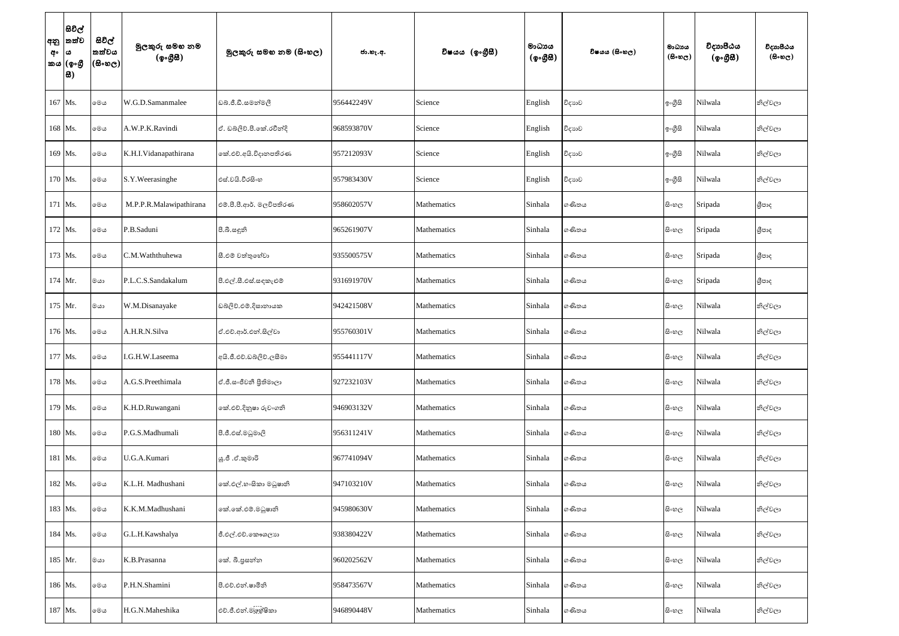| අනු අං කය | සිවිල් තත්ව ය (ඉංග්‍රී සී) | සිවිල් තත්වය (සිංහල) | මුලකුරු සමඟ නම (ඉංග්‍රීසී) | මුලකුරු සමඟ නම (සිංහල) | ජා.හැ.අ. | විෂයය (ඉංග්‍රීසී) | මාධ්‍යය (ඉංග්‍රීසී) | විෂයය (සිංහල) | මාධ්‍යය (සිංහල) | විද්‍යාපීඨය (ඉංග්‍රීසී) | විද්‍යාපීඨය (සිංහල) |
|---|---|---|---|---|---|---|---|---|---|---|---|
| 167 | Ms. | මෙය | W.G.D.Samanmalee | ඩබ්.ජී.ඩී.සමන්මලී | 956442249V | Science | English | විද්‍යාව | ඉංග්‍රීසි | Nilwala | නිල්වලා |
| 168 | Ms. | මෙය | A.W.P.K.Ravindi | ඒ. ඩබ්ලිව්.පී.කේ.රවින්දි | 968593870V | Science | English | විද්‍යාව | ඉංග්‍රීසි | Nilwala | නිල්වලා |
| 169 | Ms. | මෙය | K.H.I.Vidanapathirana | කේ.එච්.අයි.විදානපතිරණ | 957212093V | Science | English | විද්‍යාව | ඉංග්‍රීසි | Nilwala | නිල්වලා |
| 170 | Ms. | මෙය | S.Y.Weerasinghe | එස්.වයි.වීරසිංහ | 957983430V | Science | English | විද්‍යාව | ඉංග්‍රීසි | Nilwala | නිල්වලා |
| 171 | Ms. | මෙය | M.P.P.R.Malawipathirana | එම්.පී.පී.ආර්. මලවිපතිරණ | 958602057V | Mathematics | Sinhala | ගණිතය | සිංහල | Sripada | ශ්‍රීපාද |
| 172 | Ms. | මෙය | P.B.Saduni | පී.බී.සදුනි | 965261907V | Mathematics | Sinhala | ගණිතය | සිංහල | Sripada | ශ්‍රීපාද |
| 173 | Ms. | මෙය | C.M.Waththuhewa | සී.එම් වත්තුහේවා | 935500575V | Mathematics | Sinhala | ගණිතය | සිංහල | Sripada | ශ්‍රීපාද |
| 174 | Mr. | මයා | P.L.C.S.Sandakalum | පී.එල්.සී.එස්.සඳකැළුම් | 931691970V | Mathematics | Sinhala | ගණිතය | සිංහල | Sripada | ශ්‍රීපාද |
| 175 | Mr. | මයා | W.M.Disanayake | ඩබ්ලිව්.එම්.දිසානායක | 942421508V | Mathematics | Sinhala | ගණිතය | සිංහල | Nilwala | නිල්වලා |
| 176 | Ms. | මෙය | A.H.R.N.Silva | ඒ.එච්.ආර්.එන්.සිල්වා | 955760301V | Mathematics | Sinhala | ගණිතය | සිංහල | Nilwala | නිල්වලා |
| 177 | Ms. | මෙය | I.G.H.W.Laseema | අයි.ජී.එච්.ඩබ්ලිව්.ලසීමා | 955441117V | Mathematics | Sinhala | ගණිතය | සිංහල | Nilwala | නිල්වලා |
| 178 | Ms. | මෙය | A.G.S.Preethimala | ඒ.ජී.සංජීවනී ප්‍රීතිමාලා | 927232103V | Mathematics | Sinhala | ගණිතය | සිංහල | Nilwala | නිල්වලා |
| 179 | Ms. | මෙය | K.H.D.Ruwangani | කේ.එච්.දිනූෂා රුවංගනි | 946903132V | Mathematics | Sinhala | ගණිතය | සිංහල | Nilwala | නිල්වලා |
| 180 | Ms. | මෙය | P.G.S.Madhumali | පී.ජී.එස්.මධුමාලි | 956311241V | Mathematics | Sinhala | ගණිතය | සිංහල | Nilwala | නිල්වලා |
| 181 | Ms. | මෙය | U.G.A.Kumari | යූ.ජී .ඒ.කුමාරි | 967741094V | Mathematics | Sinhala | ගණිතය | සිංහල | Nilwala | නිල්වලා |
| 182 | Ms. | මෙය | K.L.H. Madhushani | කේ.එල්.හංසිකා මධුෂානි | 947103210V | Mathematics | Sinhala | ගණිතය | සිංහල | Nilwala | නිල්වලා |
| 183 | Ms. | මෙය | K.K.M.Madhushani | කේ.කේ.එම්.මධුෂානි | 945980630V | Mathematics | Sinhala | ගණිතය | සිංහල | Nilwala | නිල්වලා |
| 184 | Ms. | මෙය | G.L.H.Kawshalya | ජී.එල්.එච්.කෞශල්‍යා | 938380422V | Mathematics | Sinhala | ගණිතය | සිංහල | Nilwala | නිල්වලා |
| 185 | Mr. | මයා | K.B.Prasanna | කේ. බී.ප්‍රසන්න | 960202562V | Mathematics | Sinhala | ගණිතය | සිංහල | Nilwala | නිල්වලා |
| 186 | Ms. | මෙය | P.H.N.Shamini | පී.එච්.එන්.ෂාමිනි | 958473567V | Mathematics | Sinhala | ගණිතය | සිංහල | Nilwala | නිල්වලා |
| 187 | Ms. | මෙය | H.G.N.Maheshika | එච්.ජී.එන්.මහේෂිකා | 946890448V | Mathematics | Sinhala | ගණිතය | සිංහල | Nilwala | නිල්වලා |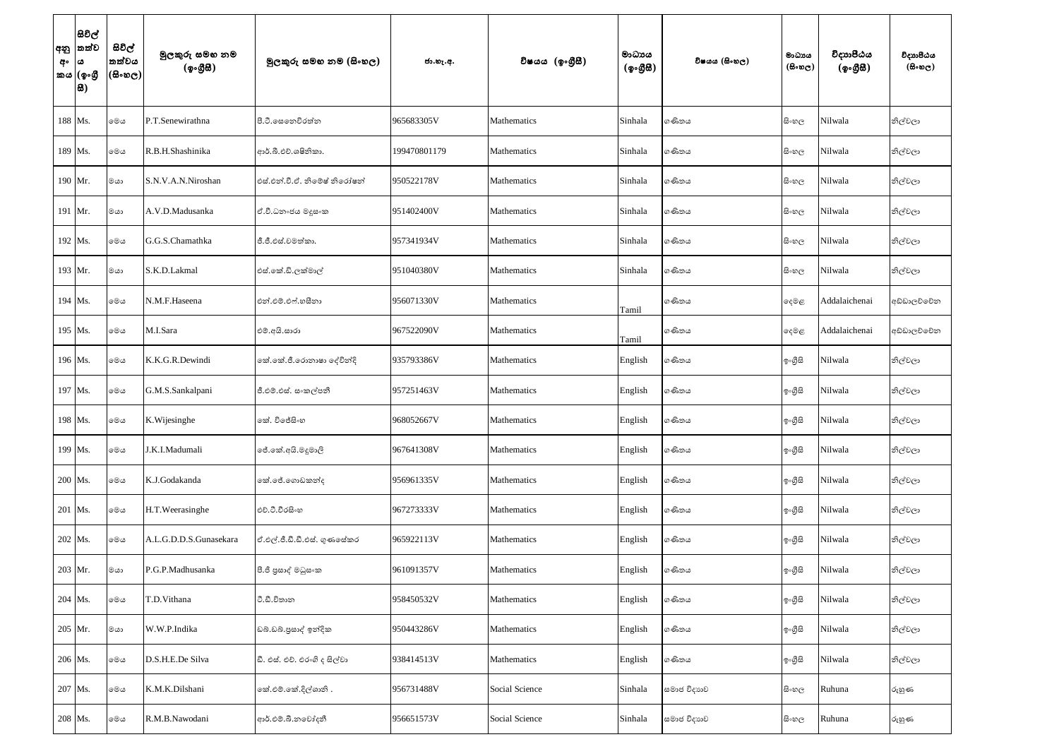| අනු අංකය | සිවිල් තත්වය (ඉංග්‍රීසි) | සිවිල් තත්වය (සිංහල) | මුලකුරු සමඟ නම (ඉංග්‍රීසි) | මුලකුරු සමඟ නම (සිංහල) | ජා.හැ.අ. | විෂයය (ඉංග්‍රීසි) | මාධ්‍යය (ඉංග්‍රීසි) | විෂයය (සිංහල) | මාධ්‍යය (සිංහල) | විද්‍යාපීඨය (ඉංග්‍රීසි) | විද්‍යාපීඨය (සිංහල) |
|---|---|---|---|---|---|---|---|---|---|---|---|
| 188 | Ms. | මෙය | P.T.Senewirathna | පී.ටී.සෙනෙවිරත්න | 965683305V | Mathematics | Sinhala | ගණිතය | සිංහල | Nilwala | නිල්වලා |
| 189 | Ms. | මෙය | R.B.H.Shashinika | ආර්.බී.එච්.ශෂිනිකා. | 199470801179 | Mathematics | Sinhala | ගණිතය | සිංහල | Nilwala | නිල්වලා |
| 190 | Mr. | මයා | S.N.V.A.N.Niroshan | එස්.එන්.වී.ඒ. නිමේෂ් නිරෝෂන් | 950522178V | Mathematics | Sinhala | ගණිතය | සිංහල | Nilwala | නිල්වලා |
| 191 | Mr. | මයා | A.V.D.Madusanka | ඒ.වී.ධනංජය මදුසංක | 951402400V | Mathematics | Sinhala | ගණිතය | සිංහල | Nilwala | නිල්වලා |
| 192 | Ms. | මෙය | G.G.S.Chamathka | ජී.ජී.එස්.චමත්කා. | 957341934V | Mathematics | Sinhala | ගණිතය | සිංහල | Nilwala | නිල්වලා |
| 193 | Mr. | මයා | S.K.D.Lakmal | එස්.කේ.ඩී.ලක්මාල් | 951040380V | Mathematics | Sinhala | ගණිතය | සිංහල | Nilwala | නිල්වලා |
| 194 | Ms. | මෙය | N.M.F.Haseena | එන්.එම්.එෆ්.හසීනා | 956071330V | Mathematics | Tamil | ගණිතය | දෙමළ | Addalaichenai | අඩ්ඩාලච්චේන |
| 195 | Ms. | මෙය | M.I.Sara | එම්.අයි.සාරා | 967522090V | Mathematics | Tamil | ගණිතය | දෙමළ | Addalaichenai | අඩ්ඩාලච්චේන |
| 196 | Ms. | මෙය | K.K.G.R.Dewindi | කේ.කේ.ජී.රොනාෂා දේවින්දි | 935793386V | Mathematics | English | ගණිතය | ඉංග්‍රීසි | Nilwala | නිල්වලා |
| 197 | Ms. | මෙය | G.M.S.Sankalpani | ජී.එම්.එස්. සංකල්පනී | 957251463V | Mathematics | English | ගණිතය | ඉංග්‍රීසි | Nilwala | නිල්වලා |
| 198 | Ms. | මෙය | K.Wijesinghe | කේ. විජේසිංහ | 968052667V | Mathematics | English | ගණිතය | ඉංග්‍රීසි | Nilwala | නිල්වලා |
| 199 | Ms. | මෙය | J.K.I.Madumali | ජේ.කේ.අයි.මදුමාලි | 967641308V | Mathematics | English | ගණිතය | ඉංග්‍රීසි | Nilwala | නිල්වලා |
| 200 | Ms. | මෙය | K.J.Godakanda | කේ.ජේ.ගොඩකන්ද | 956961335V | Mathematics | English | ගණිතය | ඉංග්‍රීසි | Nilwala | නිල්වලා |
| 201 | Ms. | මෙය | H.T.Weerasinghe | එච්.ටී.වීරසිංහ | 967273333V | Mathematics | English | ගණිතය | ඉංග්‍රීසි | Nilwala | නිල්වලා |
| 202 | Ms. | මෙය | A.L.G.D.D.S.Gunasekara | ඒ.එල්.ජී.ඩී.ඩී.එස්. ගුණසේකර | 965922113V | Mathematics | English | ගණිතය | ඉංග්‍රීසි | Nilwala | නිල්වලා |
| 203 | Mr. | මයා | P.G.P.Madhusanka | පී.ජී ප්‍රසාද් මධුසංක | 961091357V | Mathematics | English | ගණිතය | ඉංග්‍රීසි | Nilwala | නිල්වලා |
| 204 | Ms. | මෙය | T.D.Vithana | ටී.ඩී.විතාන | 958450532V | Mathematics | English | ගණිතය | ඉංග්‍රීසි | Nilwala | නිල්වලා |
| 205 | Mr. | මයා | W.W.P.Indika | ඩබ්.ඩබ්.ප්‍රසාද් ඉන්දික | 950443286V | Mathematics | English | ගණිතය | ඉංග්‍රීසි | Nilwala | නිල්වලා |
| 206 | Ms. | මෙය | D.S.H.E.De Silva | ඩී. එස්. එච්. එරංගි ද සිල්වා | 938414513V | Mathematics | English | ගණිතය | ඉංග්‍රීසි | Nilwala | නිල්වලා |
| 207 | Ms. | මෙය | K.M.K.Dilshani | කේ.එම්.කේ.දිල්ශානි . | 956731488V | Social Science | Sinhala | සමාජ විද්‍යාව | සිංහල | Ruhuna | රුහුණ |
| 208 | Ms. | මෙය | R.M.B.Nawodani | ආර්.එම්.බී.නවෝදනී | 956651573V | Social Science | Sinhala | සමාජ විද්‍යාව | සිංහල | Ruhuna | රුහුණ |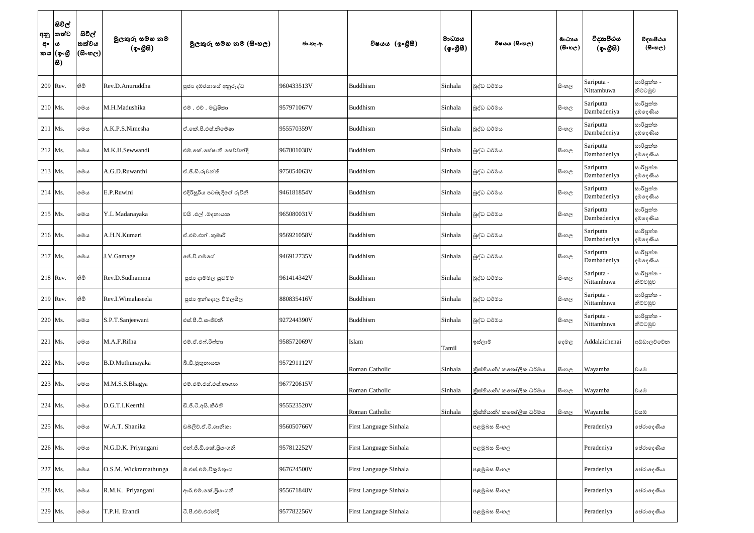| අනු අංකය | සිවිල් තත්වය (ඉංග්‍රීසි) | සිවිල් තත්වය (සිංහල) | මුලකුරු සමඟ නම (ඉංග්‍රීසි) | මුලකුරු සමඟ නම (සිංහල) | ජා.හැ.අ. | විෂයය (ඉංග්‍රීසි) | මාධ්‍යය (ඉංග්‍රීසි) | විෂයය (සිංහල) | මාධ්‍යය (සිංහල) | විද්‍යාපීඨය (ඉංග්‍රීසි) | විද්‍යාපීඨය (සිංහල) |
|---|---|---|---|---|---|---|---|---|---|---|---|
| 209 | Rev. | හිමි | Rev.D.Anuruddha | පූජ්‍ය දඹරයායේ අනුරුද්ධ | 960433513V | Buddhism | Sinhala | බුද්ධ ධර්මය | සිංහල | Sariputa - Nittambuwa | සාරිපුත්ත - නිට්ටඹුව |
| 210 | Ms. | මෙය | M.H.Madushika | එම් . එච් . මධුෂිකා | 957971067V | Buddhism | Sinhala | බුද්ධ ධර්මය | සිංහල | Sariputta Dambadeniya | සාරිපුත්ත දඹදෙණිය |
| 211 | Ms. | මෙය | A.K.P.S.Nimesha | ඒ.කේ.පී.එස්.නිමේෂා | 955570359V | Buddhism | Sinhala | බුද්ධ ධර්මය | සිංහල | Sariputta Dambadeniya | සාරිපුත්ත දඹදෙණිය |
| 212 | Ms. | මෙය | M.K.H.Sewwandi | එම්.කේ.හේෂානි සෙව්වන්දි | 967801038V | Buddhism | Sinhala | බුද්ධ ධර්මය | සිංහල | Sariputta Dambadeniya | සාරිපුත්ත දඹදෙණිය |
| 213 | Ms. | මෙය | A.G.D.Ruwanthi | ඒ.ජී.ඩී.රුවන්ති | 975054063V | Buddhism | Sinhala | බුද්ධ ධර්මය | සිංහල | Sariputta Dambadeniya | සාරිපුත්ත දඹදෙණිය |
| 214 | Ms. | මෙය | E.P.Ruwini | එදිරිසූරිය පටබැදිගේ රුවිනි | 946181854V | Buddhism | Sinhala | බුද්ධ ධර්මය | සිංහල | Sariputta Dambadeniya | සාරිපුත්ත දඹදෙණිය |
| 215 | Ms. | මෙය | Y.L Madanayaka | වයි .එල් .මදනායක | 965080031V | Buddhism | Sinhala | බුද්ධ ධර්මය | සිංහල | Sariputta Dambadeniya | සාරිපුත්ත දඹදෙණිය |
| 216 | Ms. | මෙය | A.H.N.Kumari | ඒ.එච්.එන් .කුමාරි | 956921058V | Buddhism | Sinhala | බුද්ධ ධර්මය | සිංහල | Sariputta Dambadeniya | සාරිපුත්ත දඹදෙණිය |
| 217 | Ms. | මෙය | J.V.Gamage | ජේ.වී.ගමගේ | 946912735V | Buddhism | Sinhala | බුද්ධ ධර්මය | සිංහල | Sariputta Dambadeniya | සාරිපුත්ත දඹදෙණිය |
| 218 | Rev. | හිමි | Rev.D.Sudhamma | පූජ්‍ය දාම්මල සුධම්ම | 961414342V | Buddhism | Sinhala | බුද්ධ ධර්මය | සිංහල | Sariputa - Nittambuwa | සාරිපුත්ත - නිට්ටඹුව |
| 219 | Rev. | හිමි | Rev.I.Wimalaseela | පූජ්‍ය ඉන්දොල විමලසීල | 880835416V | Buddhism | Sinhala | බුද්ධ ධර්මය | සිංහල | Sariputa - Nittambuwa | සාරිපුත්ත - නිට්ටඹුව |
| 220 | Ms. | මෙය | S.P.T.Sanjeewani | එස්.පී.ටී.සංජීවනී | 927244390V | Buddhism | Sinhala | බුද්ධ ධර්මය | සිංහල | Sariputa - Nittambuwa | සාරිපුත්ත - නිට්ටඹුව |
| 221 | Ms. | මෙය | M.A.F.Rifna | එම්.ඒ.එෆ්.රිෆ්නා | 958572069V | Islam | Tamil | ඉස්ලාම් | දෙමළ | Addalaichenai | අඩ්ඩාලච්චේන |
| 222 | Ms. | මෙය | B.D.Muthunayaka | බී.ඩී.මුතුනායක | 957291112V | Roman Catholic | Sinhala | ක්‍රිස්තියානි/ කතෝලික ධර්මය | සිංහල | Wayamba | වයඹ |
| 223 | Ms. | මෙය | M.M.S.S.Bhagya | එම්.එම්.එස්.එස්.භාග්‍යා | 967720615V | Roman Catholic | Sinhala | ක්‍රිස්තියානි/ කතෝලික ධර්මය | සිංහල | Wayamba | වයඹ |
| 224 | Ms. | මෙය | D.G.T.I.Keerthi | ඩී.ජී.ටී.අයි.කීර්ති | 955523520V | Roman Catholic | Sinhala | ක්‍රිස්තියානි/ කතෝලික ධර්මය | සිංහල | Wayamba | වයඹ |
| 225 | Ms. | මෙය | W.A.T. Shanika | ඩබ්ලිව්.ඒ.ටී.ශානිකා | 956050766V | First Language Sinhala | | පළමුබස සිංහල | | Peradeniya | පේරාදෙණිය |
| 226 | Ms. | මෙය | N.G.D.K. Priyangani | එන්.ජී.ඩී.කේ.ප්‍රියංගනී | 957812252V | First Language Sinhala | | පළමුබස සිංහල | | Peradeniya | පේරාදෙණිය |
| 227 | Ms. | මෙය | O.S.M. Wickramathunga | ඕ.එස්.එම්.වික්‍රමතුංග | 967624500V | First Language Sinhala | | පළමුබස සිංහල | | Peradeniya | පේරාදෙණිය |
| 228 | Ms. | මෙය | R.M.K. Priyangani | ආර්.එම්.කේ.ප්‍රියංගනී | 955671848V | First Language Sinhala | | පළමුබස සිංහල | | Peradeniya | පේරාදෙණිය |
| 229 | Ms. | මෙය | T.P.H. Erandi | ටී.පී.එච්.එරන්දි | 957782256V | First Language Sinhala | | පළමුබස සිංහල | | Peradeniya | පේරාදෙණිය |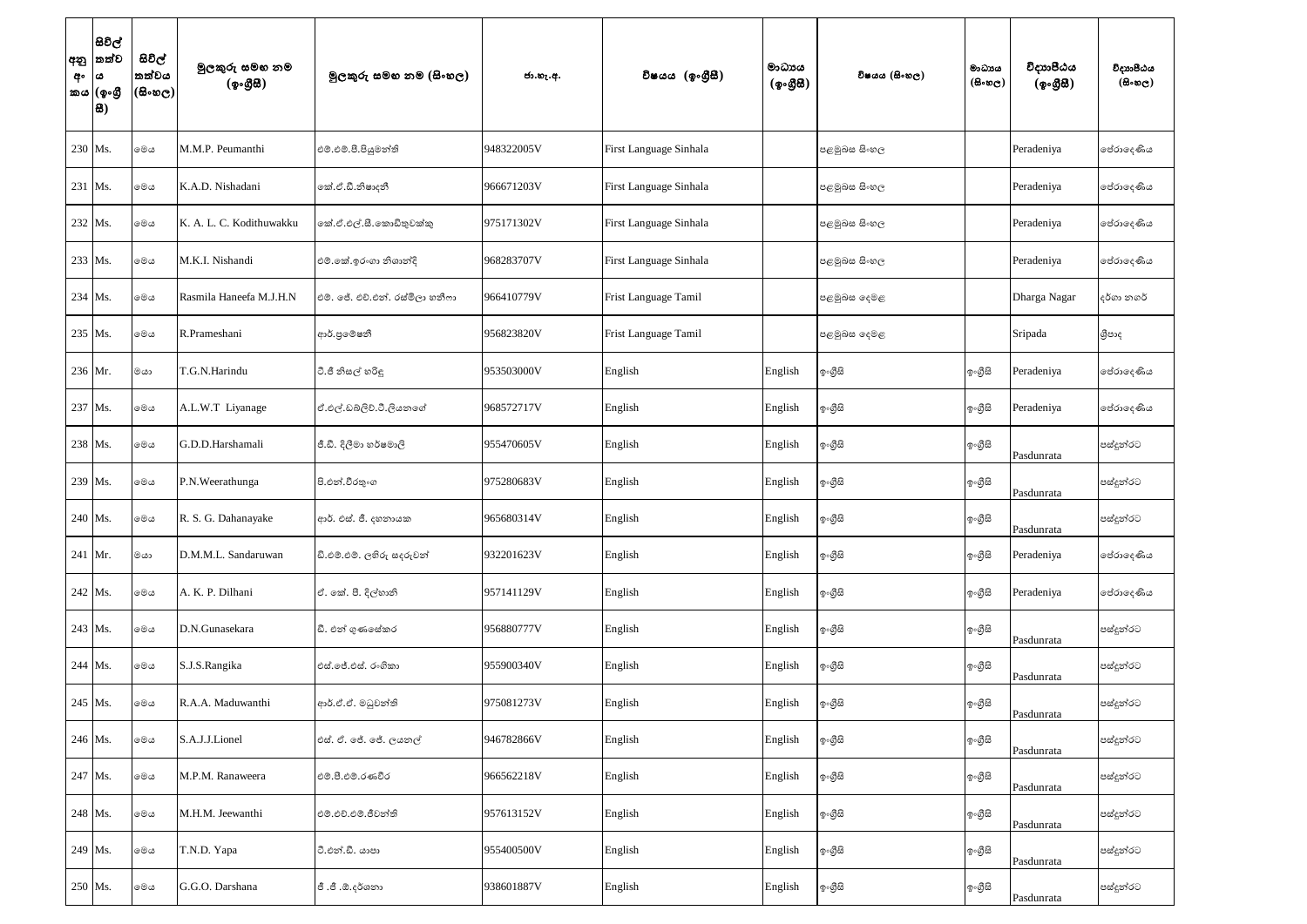| අනු අංකය | සිවිල් තත්වය (ඉංග්‍රීසි) | සිවිල් තත්වය (සිංහල) | මුලකුරු සමඟ නම (ඉංග්‍රීසි) | මුලකුරු සමඟ නම (සිංහල) | ජා.හැ.අ. | විෂයය (ඉංග්‍රීසි) | මාධ්‍යය (ඉංග්‍රීසි) | විෂයය (සිංහල) | මාධ්‍යය (සිංහල) | විද්‍යාපීඨය (ඉංග්‍රීසි) | විද්‍යාපීඨය (සිංහල) |
|---|---|---|---|---|---|---|---|---|---|---|---|
| 230 | Ms. | මෙය | M.M.P. Peumanthi | එම්.එම්.පී.පියුමන්ති | 948322005V | First Language Sinhala | | පළමුබස සිංහල | | Peradeniya | පේරාදෙණිය |
| 231 | Ms. | මෙය | K.A.D. Nishadani | කේ.ඒ.ඩී.නිෂාදනී | 966671203V | First Language Sinhala | | පළමුබස සිංහල | | Peradeniya | පේරාදෙණිය |
| 232 | Ms. | මෙය | K. A. L. C. Kodithuwakku | කේ.ඒ.එල්.සී.කොඩිතුවක්කු | 975171302V | First Language Sinhala | | පළමුබස සිංහල | | Peradeniya | පේරාදෙණිය |
| 233 | Ms. | මෙය | M.K.I. Nishandi | එම්.කේ.ඉරංගා නිශාන්දි | 968283707V | First Language Sinhala | | පළමුබස සිංහල | | Peradeniya | පේරාදෙණිය |
| 234 | Ms. | මෙය | Rasmila Haneefa M.J.H.N | එම්. ජේ. එච්.එන්. රස්මිලා හනීෆා | 966410779V | Frist Language Tamil | | පළමුබස දෙමළ | | Dharga Nagar | දර්ගා නගර් |
| 235 | Ms. | මෙය | R.Prameshani | ආර්.ප්‍රමේෂනි | 956823820V | Frist Language Tamil | | පළමුබස දෙමළ | | Sripada | ශ්‍රීපාද |
| 236 | Mr. | මයා | T.G.N.Harindu | ටී.ජී නිසල් හරිඳු | 953503000V | English | English | ඉංග්‍රීසි | ඉංග්‍රීසි | Peradeniya | පේරාදෙණිය |
| 237 | Ms. | මෙය | A.L.W.T Liyanage | ඒ.එල්.ඩබ්ලිව්.ටී.ලියනගේ | 968572717V | English | English | ඉංග්‍රීසි | ඉංග්‍රීසි | Peradeniya | පේරාදෙණිය |
| 238 | Ms. | මෙය | G.D.D.Harshamali | ජී.ඩී. දිලීමා හර්ෂමාලි | 955470605V | English | English | ඉංග්‍රීසි | ඉංග්‍රීසි | Pasdunrata | පස්දුන්රට |
| 239 | Ms. | මෙය | P.N.Weerathunga | පි.එන්.වීරතුංග | 975280683V | English | English | ඉංග්‍රීසි | ඉංග්‍රීසි | Pasdunrata | පස්දුන්රට |
| 240 | Ms. | මෙය | R. S. G. Dahanayake | ආර්. එස්. ජී. දහනායක | 965680314V | English | English | ඉංග්‍රීසි | ඉංග්‍රීසි | Pasdunrata | පස්දුන්රට |
| 241 | Mr. | මයා | D.M.M.L. Sandaruwan | ඩී.එම්.එම්. ලහිරු සදරුවන් | 932201623V | English | English | ඉංග්‍රීසි | ඉංග්‍රීසි | Peradeniya | පේරාදෙණිය |
| 242 | Ms. | මෙය | A. K. P. Dilhani | ඒ. කේ. පී. දිල්හානි | 957141129V | English | English | ඉංග්‍රීසි | ඉංග්‍රීසි | Peradeniya | පේරාදෙණිය |
| 243 | Ms. | මෙය | D.N.Gunasekara | ඩී. එන් ගුණසේකර | 956880777V | English | English | ඉංග්‍රීසි | ඉංග්‍රීසි | Pasdunrata | පස්දුන්රට |
| 244 | Ms. | මෙය | S.J.S.Rangika | එස්.ජේ.එස්. රංගිකා | 955900340V | English | English | ඉංග්‍රීසි | ඉංග්‍රීසි | Pasdunrata | පස්දුන්රට |
| 245 | Ms. | මෙය | R.A.A. Maduwanthi | ආර්.ඒ.ඒ. මධුවන්ති | 975081273V | English | English | ඉංග්‍රීසි | ඉංග්‍රීසි | Pasdunrata | පස්දුන්රට |
| 246 | Ms. | මෙය | S.A.J.J.Lionel | එස්. ඒ. ජේ. ජේ. ලයනල් | 946782866V | English | English | ඉංග්‍රීසි | ඉංග්‍රීසි | Pasdunrata | පස්දුන්රට |
| 247 | Ms. | මෙය | M.P.M. Ranaweera | එම්.පී.එම්.රණවීර | 966562218V | English | English | ඉංග්‍රීසි | ඉංග්‍රීසි | Pasdunrata | පස්දුන්රට |
| 248 | Ms. | මෙය | M.H.M. Jeewanthi | එම්.එච්.එම්.ජීවන්ති | 957613152V | English | English | ඉංග්‍රීසි | ඉංග්‍රීසි | Pasdunrata | පස්දුන්රට |
| 249 | Ms. | මෙය | T.N.D. Yapa | ටී.එන්.ඩී. යාපා | 955400500V | English | English | ඉංග්‍රීසි | ඉංග්‍රීසි | Pasdunrata | පස්දුන්රට |
| 250 | Ms. | මෙය | G.G.O. Darshana | ජී .ජී .ඕ.දර්ශනා | 938601887V | English | English | ඉංග්‍රීසි | ඉංග්‍රීසි | Pasdunrata | පස්දුන්රට |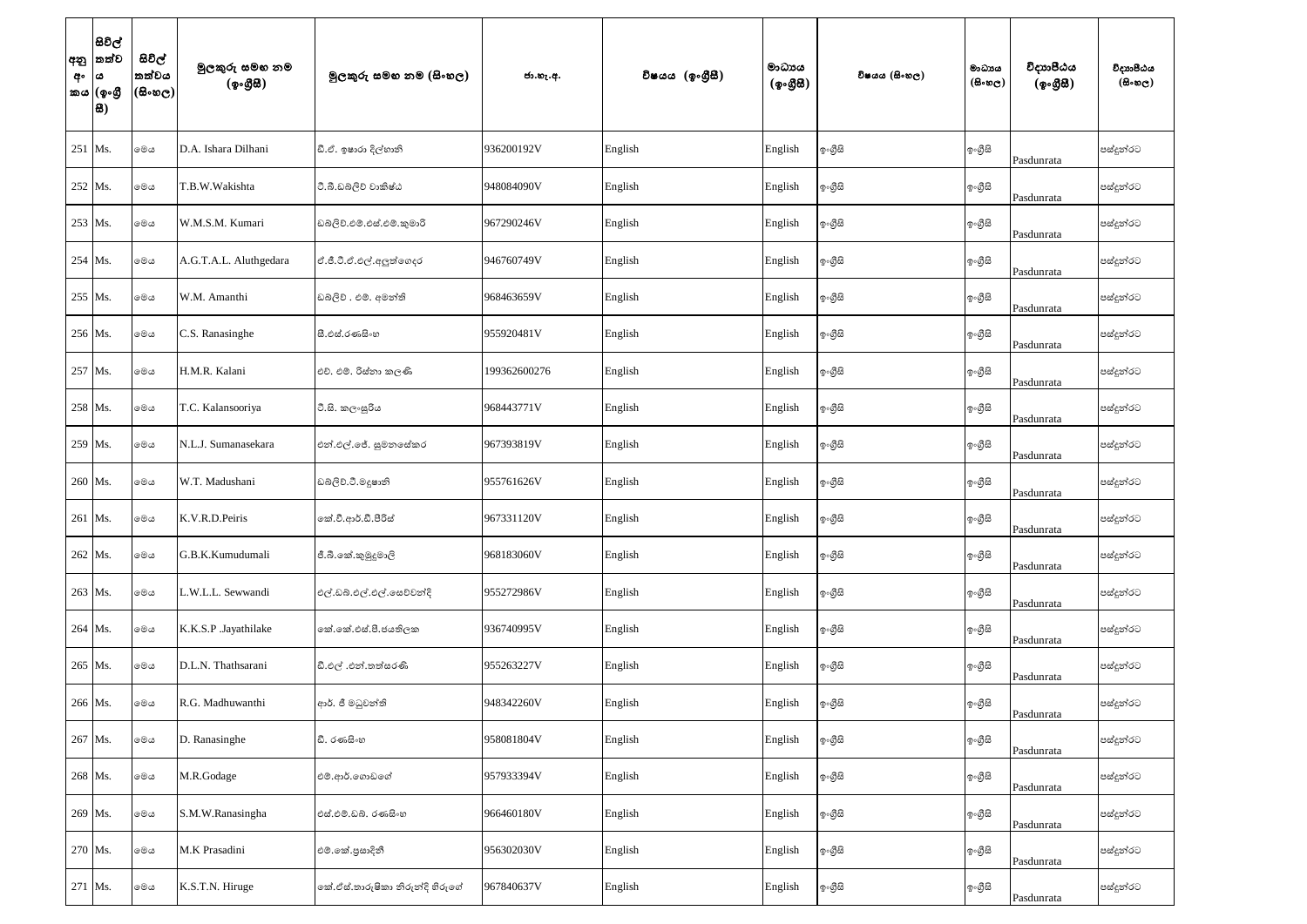| අනු අංකය | සිවිල් තත්වය (ඉංග්‍රීසි) | සිවිල් තත්වය (සිංහල) | මුලකුරු සමඟ නම (ඉංග්‍රීසි) | මුලකුරු සමඟ නම (සිංහල) | ජා.හැ.අ. | විෂයය (ඉංග්‍රීසි) | මාධ්‍යය (ඉංග්‍රීසි) | විෂයය (සිංහල) | මාධ්‍යය (සිංහල) | විද්‍යාපීඨය (ඉංග්‍රීසි) | විද්‍යාපීඨය (සිංහල) |
|---|---|---|---|---|---|---|---|---|---|---|---|
| 251 | Ms. | මෙය | D.A. Ishara Dilhani | ඩී.ඒ. ඉෂාරා දිල්හානි | 936200192V | English | English | ඉංග්‍රීසි | ඉංග්‍රීසි | Pasdunrata | පස්දුන්රට |
| 252 | Ms. | මෙය | T.B.W.Wakishta | ටී.බී.ඩබ්ලිව් වාකිෂ්ඨ | 948084090V | English | English | ඉංග්‍රීසි | ඉංග්‍රීසි | Pasdunrata | පස්දුන්රට |
| 253 | Ms. | මෙය | W.M.S.M. Kumari | ඩබ්ලිව්.එම්.එස්.එම්.කුමාරි | 967290246V | English | English | ඉංග්‍රීසි | ඉංග්‍රීසි | Pasdunrata | පස්දුන්රට |
| 254 | Ms. | මෙය | A.G.T.A.L. Aluthgedara | ඒ.ජී.ටී.ඒ.එල්.අලුත්ගෙදර | 946760749V | English | English | ඉංග්‍රීසි | ඉංග්‍රීසි | Pasdunrata | පස්දුන්රට |
| 255 | Ms. | මෙය | W.M. Amanthi | ඩබ්ලිව් . එම්. අමන්ති | 968463659V | English | English | ඉංග්‍රීසි | ඉංග්‍රීසි | Pasdunrata | පස්දුන්රට |
| 256 | Ms. | මෙය | C.S. Ranasinghe | සී.එස්.රණසිංහ | 955920481V | English | English | ඉංග්‍රීසි | ඉංග්‍රීසි | Pasdunrata | පස්දුන්රට |
| 257 | Ms. | මෙය | H.M.R. Kalani | එච්. එම්. රිස්නා කලණි | 199362600276 | English | English | ඉංග්‍රීසි | ඉංග්‍රීසි | Pasdunrata | පස්දුන්රට |
| 258 | Ms. | මෙය | T.C. Kalansooriya | ටී.සී. කලංසූරිය | 968443771V | English | English | ඉංග්‍රීසි | ඉංග්‍රීසි | Pasdunrata | පස්දුන්රට |
| 259 | Ms. | මෙය | N.L.J. Sumanasekara | එන්.එල්.ජේ. සුමනසේකර | 967393819V | English | English | ඉංග්‍රීසි | ඉංග්‍රීසි | Pasdunrata | පස්දුන්රට |
| 260 | Ms. | මෙය | W.T. Madushani | ඩබ්ලිව්.ටී.මදුෂානි | 955761626V | English | English | ඉංග්‍රීසි | ඉංග්‍රීසි | Pasdunrata | පස්දුන්රට |
| 261 | Ms. | මෙය | K.V.R.D.Peiris | කේ.වී.ආර්.ඩී.පීරිස් | 967331120V | English | English | ඉංග්‍රීසි | ඉංග්‍රීසි | Pasdunrata | පස්දුන්රට |
| 262 | Ms. | මෙය | G.B.K.Kumudumali | ජී.බී.කේ.කුමුදුමාලි | 968183060V | English | English | ඉංග්‍රීසි | ඉංග්‍රීසි | Pasdunrata | පස්දුන්රට |
| 263 | Ms. | මෙය | L.W.L.L. Sewwandi | එල්.ඩබ්.එල්.එල්.සෙව්වන්දි | 955272986V | English | English | ඉංග්‍රීසි | ඉංග්‍රීසි | Pasdunrata | පස්දුන්රට |
| 264 | Ms. | මෙය | K.K.S.P .Jayathilake | කේ.කේ.එස්.පී.ජයතිලක | 936740995V | English | English | ඉංග්‍රීසි | ඉංග්‍රීසි | Pasdunrata | පස්දුන්රට |
| 265 | Ms. | මෙය | D.L.N. Thathsarani | ඩී.එල් .එන්.තත්සරණි | 955263227V | English | English | ඉංග්‍රීසි | ඉංග්‍රීසි | Pasdunrata | පස්දුන්රට |
| 266 | Ms. | මෙය | R.G. Madhuwanthi | ආර්. ජී මධුවන්ති | 948342260V | English | English | ඉංග්‍රීසි | ඉංග්‍රීසි | Pasdunrata | පස්දුන්රට |
| 267 | Ms. | මෙය | D. Ranasinghe | ඩී. රණසිංහ | 958081804V | English | English | ඉංග්‍රීසි | ඉංග්‍රීසි | Pasdunrata | පස්දුන්රට |
| 268 | Ms. | මෙය | M.R.Godage | එම්.ආර්.ගොඩගේ | 957933394V | English | English | ඉංග්‍රීසි | ඉංග්‍රීසි | Pasdunrata | පස්දුන්රට |
| 269 | Ms. | මෙය | S.M.W.Ranasingha | එස්.එම්.ඩබ්. රණසිංහ | 966460180V | English | English | ඉංග්‍රීසි | ඉංග්‍රීසි | Pasdunrata | පස්දුන්රට |
| 270 | Ms. | මෙය | M.K Prasadini | එම්.කේ.ප්‍රසාදිනී | 956302030V | English | English | ඉංග්‍රීසි | ඉංග්‍රීසි | Pasdunrata | පස්දුන්රට |
| 271 | Ms. | මෙය | K.S.T.N. Hiruge | කේ.ඒස්.තාරුෂිකා නිරූන්දි හිරුගේ | 967840637V | English | English | ඉංග්‍රීසි | ඉංග්‍රීසි | Pasdunrata | පස්දුන්රට |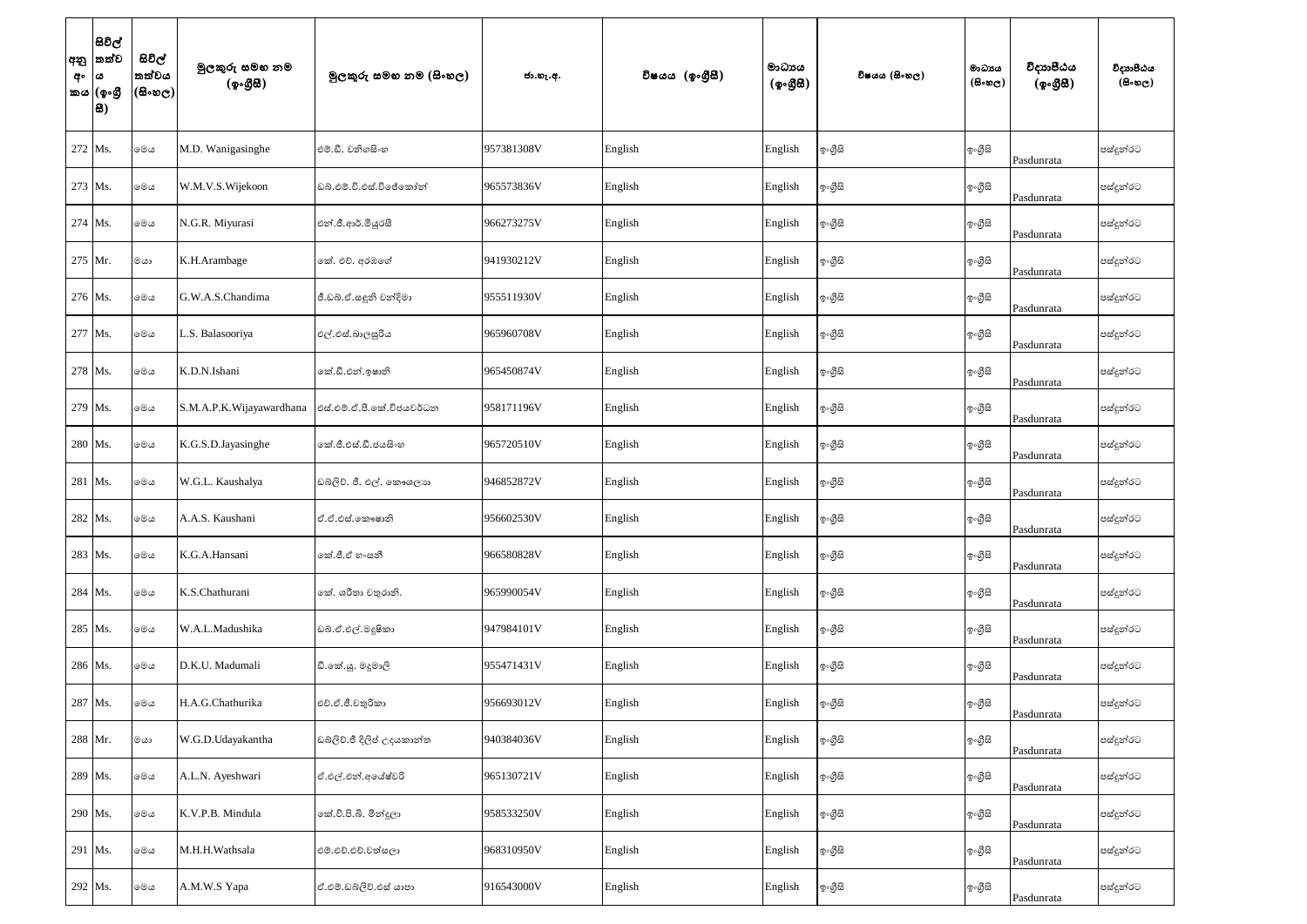| අනු අංකය | සිවිල් තත්වය (ඉංග්‍රීසි) | සිවිල් තත්වය (සිංහල) | මුලකුරු සමඟ නම (ඉංග්‍රීසි) | මුලකුරු සමඟ නම (සිංහල) | ජා.හැ.අ. | විෂයය (ඉංග්‍රීසි) | මාධ්‍යය (ඉංග්‍රීසි) | විෂයය (සිංහල) | මාධ්‍යය (සිංහල) | විද්‍යාපීඨය (ඉංග්‍රීසි) | විද්‍යාපීඨය (සිංහල) |
|---|---|---|---|---|---|---|---|---|---|---|---|
| 272 | Ms. | මෙය | M.D. Wanigasinghe | එම්.ඩී. වනිගසිංහ | 957381308V | English | English | ඉංග්‍රීසි | ඉංග්‍රීසි | Pasdunrata | පස්දුන්රට |
| 273 | Ms. | මෙය | W.M.V.S.Wijekoon | ඩබ්.එම්.වී.එස්.විජේකෝන් | 965573836V | English | English | ඉංග්‍රීසි | ඉංග්‍රීසි | Pasdunrata | පස්දුන්රට |
| 274 | Ms. | මෙය | N.G.R. Miyurasi | එන්.ජී.ආර්.මියුරසි | 966273275V | English | English | ඉංග්‍රීසි | ඉංග්‍රීසි | Pasdunrata | පස්දුන්රට |
| 275 | Mr. | මයා | K.H.Arambage | කේ. එච්. අරඹගේ | 941930212V | English | English | ඉංග්‍රීසි | ඉංග්‍රීසි | Pasdunrata | පස්දුන්රට |
| 276 | Ms. | මෙය | G.W.A.S.Chandima | ජී.ඩබ්.ඒ.සඳුනි චන්දිමා | 955511930V | English | English | ඉංග්‍රීසි | ඉංග්‍රීසි | Pasdunrata | පස්දුන්රට |
| 277 | Ms. | මෙය | L.S. Balasooriya | එල්.එස්.බාලසූරිය | 965960708V | English | English | ඉංග්‍රීසි | ඉංග්‍රීසි | Pasdunrata | පස්දුන්රට |
| 278 | Ms. | මෙය | K.D.N.Ishani | කේ.ඩී.එන්.ඉෂානි | 965450874V | English | English | ඉංග්‍රීසි | ඉංග්‍රීසි | Pasdunrata | පස්දුන්රට |
| 279 | Ms. | මෙය | S.M.A.P.K.Wijayawardhana | එස්.එම්.ඒ.පී.කේ.විජයවර්ධන | 958171196V | English | English | ඉංග්‍රීසි | ඉංග්‍රීසි | Pasdunrata | පස්දුන්රට |
| 280 | Ms. | මෙය | K.G.S.D.Jayasinghe | කේ.ජී.එස්.ඩී.ජයසිංහ | 965720510V | English | English | ඉංග්‍රීසි | ඉංග්‍රීසි | Pasdunrata | පස්දුන්රට |
| 281 | Ms. | මෙය | W.G.L. Kaushalya | ඩබ්ලිව්. ජී. එල්. කෞශල්‍යා | 946852872V | English | English | ඉංග්‍රීසි | ඉංග්‍රීසි | Pasdunrata | පස්දුන්රට |
| 282 | Ms. | මෙය | A.A.S. Kaushani | ඒ.ඒ.එස්.කෞෂානි | 956602530V | English | English | ඉංග්‍රීසි | ඉංග්‍රීසි | Pasdunrata | පස්දුන්රට |
| 283 | Ms. | මෙය | K.G.A.Hansani | කේ.ජී.ඒ හංසනී | 966580828V | English | English | ඉංග්‍රීසි | ඉංග්‍රීසි | Pasdunrata | පස්දුන්රට |
| 284 | Ms. | මෙය | K.S.Chathurani | කේ. ශරීනා චතුරානි. | 965990054V | English | English | ඉංග්‍රීසි | ඉංග්‍රීසි | Pasdunrata | පස්දුන්රට |
| 285 | Ms. | මෙය | W.A.L.Madushika | ඩබ්.ඒ.එල්.මදුෂිකා | 947984101V | English | English | ඉංග්‍රීසි | ඉංග්‍රීසි | Pasdunrata | පස්දුන්රට |
| 286 | Ms. | මෙය | D.K.U. Madumali | ඩී.කේ.යූ. මදුමාලි | 955471431V | English | English | ඉංග්‍රීසි | ඉංග්‍රීසි | Pasdunrata | පස්දුන්රට |
| 287 | Ms. | මෙය | H.A.G.Chathurika | එච්.ඒ.ජී.චතුරිකා | 956693012V | English | English | ඉංග්‍රීසි | ඉංග්‍රීසි | Pasdunrata | පස්දුන්රට |
| 288 | Mr. | මයා | W.G.D.Udayakantha | ඩබ්ලිව්.ජී දිලිප් උදයකාන්ත | 940384036V | English | English | ඉංග්‍රීසි | ඉංග්‍රීසි | Pasdunrata | පස්දුන්රට |
| 289 | Ms. | මෙය | A.L.N. Ayeshwari | ඒ.එල්.එන්.අයේෂ්වරි | 965130721V | English | English | ඉංග්‍රීසි | ඉංග්‍රීසි | Pasdunrata | පස්දුන්රට |
| 290 | Ms. | මෙය | K.V.P.B. Mindula | කේ.වී.පී.බී. මින්දුලා | 958533250V | English | English | ඉංග්‍රීසි | ඉංග්‍රීසි | Pasdunrata | පස්දුන්රට |
| 291 | Ms. | මෙය | M.H.H.Wathsala | එම්.එච්.එච්.වත්සලා | 968310950V | English | English | ඉංග්‍රීසි | ඉංග්‍රීසි | Pasdunrata | පස්දුන්රට |
| 292 | Ms. | මෙය | A.M.W.S Yapa | ඒ.එම්.ඩබ්ලිව්.එස් යාපා | 916543000V | English | English | ඉංග්‍රීසි | ඉංග්‍රීසි | Pasdunrata | පස්දුන්රට |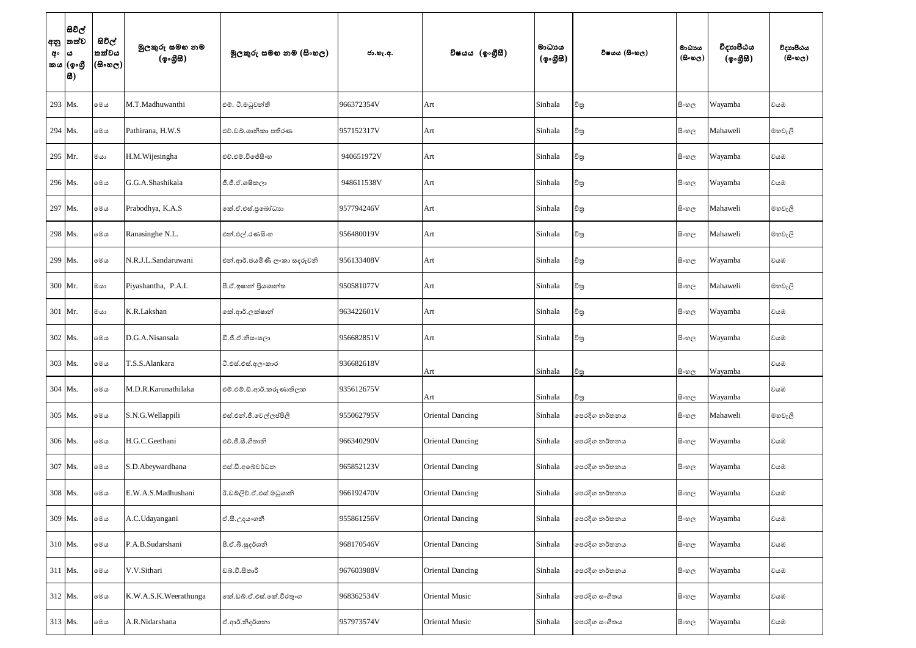| අනු අංකය | සිවිල් තත්වය (ඉංග්‍රීසි) | සිවිල් තත්වය (සිංහල) | මුලකුරු සමඟ නම (ඉංග්‍රීසි) | මුලකුරු සමඟ නම (සිංහල) | ජා.හැ.අ. | විෂයය (ඉංග්‍රීසි) | මාධ්‍යය (ඉංග්‍රීසි) | විෂයය (සිංහල) | මාධ්‍යය (සිංහල) | විද්‍යාපීඨය (ඉංග්‍රීසි) | විද්‍යාපීඨය (සිංහල) |
|---|---|---|---|---|---|---|---|---|---|---|---|
| 293 | Ms. | මෙය | M.T.Madhuwanthi | එම්. ටී.මධුවන්ති | 966372354V | Art | Sinhala | චිත්‍ර | සිංහල | Wayamba | වයඹ |
| 294 | Ms. | මෙය | Pathirana, H.W.S | එච්.ඩබ්.ශානිකා පතිරණ | 957152317V | Art | Sinhala | චිත්‍ර | සිංහල | Mahaweli | මහවැලි |
| 295 | Mr. | මයා | H.M.Wijesingha | එච්.එම්.විජේසිංහ | 940651972V | Art | Sinhala | චිත්‍ර | සිංහල | Wayamba | වයඹ |
| 296 | Ms. | මෙය | G.G.A.Shashikala | ජී.ජී.ඒ.ශෂිකලා | 948611538V | Art | Sinhala | චිත්‍ර | සිංහල | Wayamba | වයඹ |
| 297 | Ms. | මෙය | Prabodhya, K.A.S | කේ.ඒ.එස්.ප්‍රබෝධ්‍යා | 957794246V | Art | Sinhala | චිත්‍ර | සිංහල | Mahaweli | මහවැලි |
| 298 | Ms. | මෙය | Ranasinghe N.L. | එන්.එල්.රණසිංහ | 956480019V | Art | Sinhala | චිත්‍ර | සිංහල | Mahaweli | මහවැලි |
| 299 | Ms. | මෙය | N.R.J.L.Sandaruwani | එන්.ආර්.ජයමිණි ලංකා සඳරුවනි | 956133408V | Art | Sinhala | චිත්‍ර | සිංහල | Wayamba | වයඹ |
| 300 | Mr. | මයා | Piyashantha, P.A.I. | පී.ඒ.ඉෂාන් ප්‍රියශාන්ත | 950581077V | Art | Sinhala | චිත්‍ර | සිංහල | Mahaweli | මහවැලි |
| 301 | Mr. | මයා | K.R.Lakshan | කේ.ආර්.ලක්ෂාන් | 963422601V | Art | Sinhala | චිත්‍ර | සිංහල | Wayamba | වයඹ |
| 302 | Ms. | මෙය | D.G.A.Nisansala | ඩී.ජී.ඒ.නිසංසලා | 956682851V | Art | Sinhala | චිත්‍ර | සිංහල | Wayamba | වයඹ |
| 303 | Ms. | මෙය | T.S.S.Alankara | ටී.එස්.එස්.අලංකාර | 936682618V | Art | Sinhala | චිත්‍ර | සිංහල | Wayamba | වයඹ |
| 304 | Ms. | මෙය | M.D.R.Karunathilaka | එම්.එම්.ඩී.ආර්.කරුණාතිලක | 935612675V | Art | Sinhala | චිත්‍ර | සිංහල | Wayamba | වයඹ |
| 305 | Ms. | මෙය | S.N.G.Wellappili | එස්.එන්.ජී.වෙල්ලප්පිලි | 955062795V | Oriental Dancing | Sinhala | පෙරදිග නර්තනය | සිංහල | Mahaweli | මහවැලි |
| 306 | Ms. | මෙය | H.G.C.Geethani | එච්.ජී.සී.ගීතානි | 966340290V | Oriental Dancing | Sinhala | පෙරදිග නර්තනය | සිංහල | Wayamba | වයඹ |
| 307 | Ms. | මෙය | S.D.Abeywardhana | එස්.ඩී.අබේවර්ධන | 965852123V | Oriental Dancing | Sinhala | පෙරදිග නර්තනය | සිංහල | Wayamba | වයඹ |
| 308 | Ms. | මෙය | E.W.A.S.Madhushani | ඊ.ඩබ්ලිව්.ඒ.එස්.මධුශානි | 966192470V | Oriental Dancing | Sinhala | පෙරදිග නර්තනය | සිංහල | Wayamba | වයඹ |
| 309 | Ms. | මෙය | A.C.Udayangani | ඒ.සී.උදයංගනී | 955861256V | Oriental Dancing | Sinhala | පෙරදිග නර්තනය | සිංහල | Wayamba | වයඹ |
| 310 | Ms. | මෙය | P.A.B.Sudarshani | පී.ඒ.බී.සුදර්ශනි | 968170546V | Oriental Dancing | Sinhala | පෙරදිග නර්තනය | සිංහල | Wayamba | වයඹ |
| 311 | Ms. | මෙය | V.V.Sithari | ඩබ්.වී.සිතාරි | 967603988V | Oriental Dancing | Sinhala | පෙරදිග නර්තනය | සිංහල | Wayamba | වයඹ |
| 312 | Ms. | මෙය | K.W.A.S.K.Weerathunga | කේ.ඩබ්.ඒ.එස්.කේ.වීරතුංග | 968362534V | Oriental Music | Sinhala | පෙරදිග සංගීතය | සිංහල | Wayamba | වයඹ |
| 313 | Ms. | මෙය | A.R.Nidarshana | ඒ.ආර්.නිදර්ශනා | 957973574V | Oriental Music | Sinhala | පෙරදිග සංගීතය | සිංහල | Wayamba | වයඹ |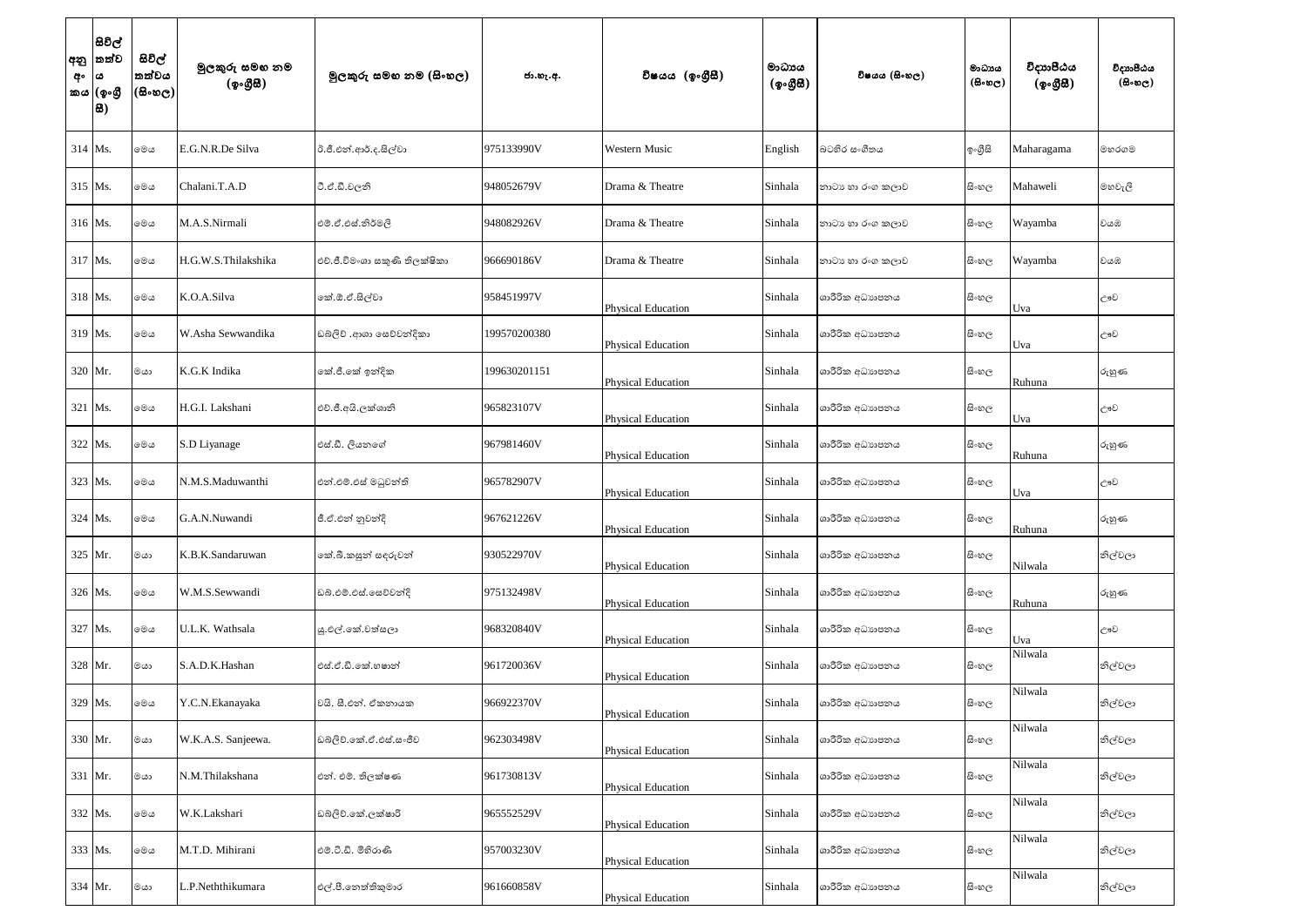| අනු අං කය | සිවිල් තත්ව ය (ඉංග්‍රී සි) | සිවිල් තත්වය (සිංහල) | මුලකුරු සමඟ නම (ඉංග්‍රීසි) | මුලකුරු සමඟ නම (සිංහල) | ජා.හැ.අ. | විෂයය (ඉංග්‍රීසි) | මාධ්‍යය (ඉංග්‍රීසි) | විෂයය (සිංහල) | මාධ්‍යය (සිංහල) | විද්‍යාපීඨය (ඉංග්‍රීසි) | විද්‍යාපීඨය (සිංහල) |
|---|---|---|---|---|---|---|---|---|---|---|---|
| 314 | Ms. | මෙය | E.G.N.R.De Silva | ඊ.ජී.එන්.ආර්.ද.සිල්වා | 975133990V | Western Music | English | බටහිර සංගීතය | ඉංග්‍රීසි | Maharagama | මහරගම |
| 315 | Ms. | මෙය | Chalani.T.A.D | ටී.ඒ.ඩී.චලනි | 948052679V | Drama & Theatre | Sinhala | නාට්‍ය හා රංග කලාව | සිංහල | Mahaweli | මහවැලි |
| 316 | Ms. | මෙය | M.A.S.Nirmali | එම්.ඒ.එස්.නිර්මලි | 948082926V | Drama & Theatre | Sinhala | නාට්‍ය හා රංග කලාව | සිංහල | Wayamba | වයඹ |
| 317 | Ms. | මෙය | H.G.W.S.Thilakshika | එච්.ජී.විමංශා සකුණි තිලක්ෂිකා | 966690186V | Drama & Theatre | Sinhala | නාට්‍ය හා රංග කලාව | සිංහල | Wayamba | වයඹ |
| 318 | Ms. | මෙය | K.O.A.Silva | කේ.ඕ.ඒ.සිල්වා | 958451997V | Physical Education | Sinhala | ශාරීරික අධ්‍යාපනය | සිංහල | Uva | ඌව |
| 319 | Ms. | මෙය | W.Asha Sewwandika | ඩබ්ලිව් .ආශා සෙව්වන්දිකා | 199570200380 | Physical Education | Sinhala | ශාරීරික අධ්‍යාපනය | සිංහල | Uva | ඌව |
| 320 | Mr. | මයා | K.G.K Indika | කේ.ජී.කේ ඉන්දික | 199630201151 | Physical Education | Sinhala | ශාරීරික අධ්‍යාපනය | සිංහල | Ruhuna | රුහුණ |
| 321 | Ms. | මෙය | H.G.I. Lakshani | එච්.ජී.අයි.ලක්ශානි | 965823107V | Physical Education | Sinhala | ශාරීරික අධ්‍යාපනය | සිංහල | Uva | ඌව |
| 322 | Ms. | මෙය | S.D Liyanage | එස්.ඩී. ලියනගේ | 967981460V | Physical Education | Sinhala | ශාරීරික අධ්‍යාපනය | සිංහල | Ruhuna | රුහුණ |
| 323 | Ms. | මෙය | N.M.S.Maduwanthi | එන්.එම්.එස් මධුවන්ති | 965782907V | Physical Education | Sinhala | ශාරීරික අධ්‍යාපනය | සිංහල | Uva | ඌව |
| 324 | Ms. | මෙය | G.A.N.Nuwandi | ජී.ඒ.එන් නුවන්දි | 967621226V | Physical Education | Sinhala | ශාරීරික අධ්‍යාපනය | සිංහල | Ruhuna | රුහුණ |
| 325 | Mr. | මයා | K.B.K.Sandaruwan | කේ.බී.කසුන් සඳරුවන් | 930522970V | Physical Education | Sinhala | ශාරීරික අධ්‍යාපනය | සිංහල | Nilwala | නිල්වලා |
| 326 | Ms. | මෙය | W.M.S.Sewwandi | ඩබ්.එම්.එස්.සෙව්වන්දි | 975132498V | Physical Education | Sinhala | ශාරීරික අධ්‍යාපනය | සිංහල | Ruhuna | රුහුණ |
| 327 | Ms. | මෙය | U.L.K. Wathsala | යූ.එල්.කේ.වත්සලා | 968320840V | Physical Education | Sinhala | ශාරීරික අධ්‍යාපනය | සිංහල | Uva | ඌව |
| 328 | Mr. | මයා | S.A.D.K.Hashan | එස්.ඒ.ඩී.කේ.හෂාන් | 961720036V | Physical Education | Sinhala | ශාරීරික අධ්‍යාපනය | සිංහල | Nilwala | නිල්වලා |
| 329 | Ms. | මෙය | Y.C.N.Ekanayaka | වයි. සී.එන්. ඒකනායක | 966922370V | Physical Education | Sinhala | ශාරීරික අධ්‍යාපනය | සිංහල | Nilwala | නිල්වලා |
| 330 | Mr. | මයා | W.K.A.S. Sanjeewa. | ඩබ්ලිව්.කේ.ඒ.එස්.සංජීව | 962303498V | Physical Education | Sinhala | ශාරීරික අධ්‍යාපනය | සිංහල | Nilwala | නිල්වලා |
| 331 | Mr. | මයා | N.M.Thilakshana | එන්. එම්. තිලක්ෂණ | 961730813V | Physical Education | Sinhala | ශාරීරික අධ්‍යාපනය | සිංහල | Nilwala | නිල්වලා |
| 332 | Ms. | මෙය | W.K.Lakshari | ඩබ්ලිව්.කේ.ලක්ෂාරි | 965552529V | Physical Education | Sinhala | ශාරීරික අධ්‍යාපනය | සිංහල | Nilwala | නිල්වලා |
| 333 | Ms. | මෙය | M.T.D. Mihirani | එම්.ටී.ඩී. මිහිරාණි | 957003230V | Physical Education | Sinhala | ශාරීරික අධ්‍යාපනය | සිංහල | Nilwala | නිල්වලා |
| 334 | Mr. | මයා | L.P.Neththikumara | එල්.පී.නෙත්තිකුමාර | 961660858V | Physical Education | Sinhala | ශාරීරික අධ්‍යාපනය | සිංහල | Nilwala | නිල්වලා |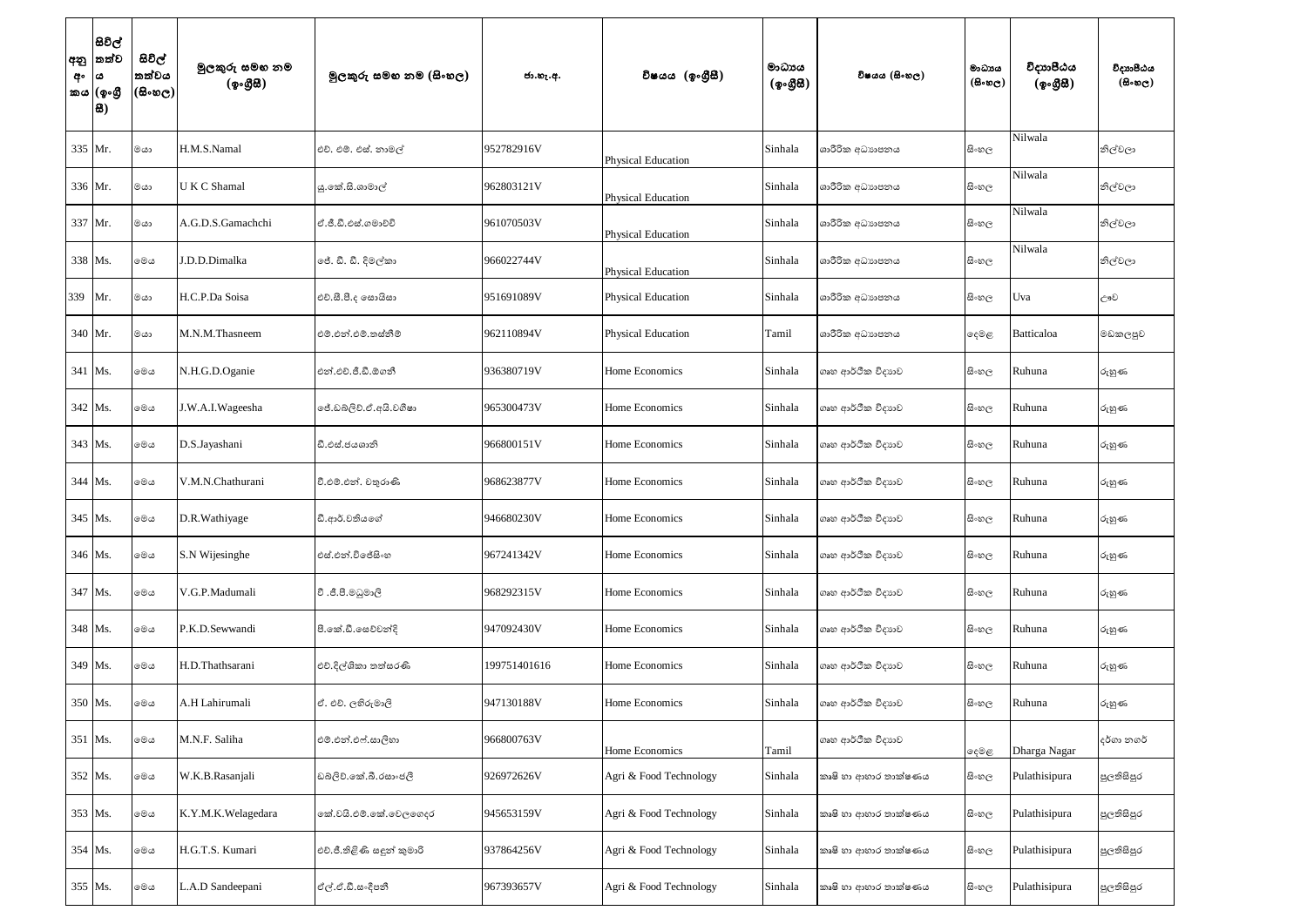| අනු අංකය | සිවිල් තත්වය (ඉංග්‍රීසි) | සිවිල් තත්වය (සිංහල) | මුලකුරු සමඟ නම (ඉංග්‍රීසි) | මුලකුරු සමඟ නම (සිංහල) | ජා.හැ.අ. | විෂයය (ඉංග්‍රීසි) | මාධ්‍යය (ඉංග්‍රීසි) | විෂයය (සිංහල) | මාධ්‍යය (සිංහල) | විද්‍යාපීඨය (ඉංග්‍රීසි) | විද්‍යාපීඨය (සිංහල) |
|---|---|---|---|---|---|---|---|---|---|---|---|
| 335 | Mr. | මයා | H.M.S.Namal | එච්. එම්. එස්. නාමල් | 952782916V | Physical Education | Sinhala | ශාරීරික අධ්‍යාපනය | සිංහල | Nilwala | නිල්වලා |
| 336 | Mr. | මයා | U K C Shamal | යූ.කේ.සි.ශාමාල් | 962803121V | Physical Education | Sinhala | ශාරීරික අධ්‍යාපනය | සිංහල | Nilwala | නිල්වලා |
| 337 | Mr. | මයා | A.G.D.S.Gamachchi | ඒ.ජී.ඩී.එස්.ගමාච්චි | 961070503V | Physical Education | Sinhala | ශාරීරික අධ්‍යාපනය | සිංහල | Nilwala | නිල්වලා |
| 338 | Ms. | මෙය | J.D.D.Dimalka | ජේ. ඩී. ඩී. දිමල්කා | 966022744V | Physical Education | Sinhala | ශාරීරික අධ්‍යාපනය | සිංහල | Nilwala | නිල්වලා |
| 339 | Mr. | මයා | H.C.P.Da Soisa | එච්.සී.පී.ද සොයිසා | 951691089V | Physical Education | Sinhala | ශාරීරික අධ්‍යාපනය | සිංහල | Uva | ඌව |
| 340 | Mr. | මයා | M.N.M.Thasneem | එම්.එන්.එම්.තස්නීම් | 962110894V | Physical Education | Tamil | ශාරීරික අධ්‍යාපනය | දෙමළ | Batticaloa | මඩකලපුව |
| 341 | Ms. | මෙය | N.H.G.D.Oganie | එන්.එච්.ජී.ඩී.ඕගනී | 936380719V | Home Economics | Sinhala | ගෘහ ආර්ථික විද්‍යාව | සිංහල | Ruhuna | රුහුණ |
| 342 | Ms. | මෙය | J.W.A.I.Wageesha | ජේ.ඩබ්ලිව්.ඒ.අයි.වගීෂා | 965300473V | Home Economics | Sinhala | ගෘහ ආර්ථික විද්‍යාව | සිංහල | Ruhuna | රුහුණ |
| 343 | Ms. | මෙය | D.S.Jayashani | ඩී.එස්.ජයශානි | 966800151V | Home Economics | Sinhala | ගෘහ ආර්ථික විද්‍යාව | සිංහල | Ruhuna | රුහුණ |
| 344 | Ms. | මෙය | V.M.N.Chathurani | වී.එම්.එන්. චතුරාණි | 968623877V | Home Economics | Sinhala | ගෘහ ආර්ථික විද්‍යාව | සිංහල | Ruhuna | රුහුණ |
| 345 | Ms. | මෙය | D.R.Wathiyage | ඩී.ආර්.වතියගේ | 946680230V | Home Economics | Sinhala | ගෘහ ආර්ථික විද්‍යාව | සිංහල | Ruhuna | රුහුණ |
| 346 | Ms. | මෙය | S.N Wijesinghe | එස්.එන්.විජේසිංහ | 967241342V | Home Economics | Sinhala | ගෘහ ආර්ථික විද්‍යාව | සිංහල | Ruhuna | රුහුණ |
| 347 | Ms. | මෙය | V.G.P.Madumali | වී .ජී.පී.මධුමාලි | 968292315V | Home Economics | Sinhala | ගෘහ ආර්ථික විද්‍යාව | සිංහල | Ruhuna | රුහුණ |
| 348 | Ms. | මෙය | P.K.D.Sewwandi | පී.කේ.ඩී.සෙව්වන්දි | 947092430V | Home Economics | Sinhala | ගෘහ ආර්ථික විද්‍යාව | සිංහල | Ruhuna | රුහුණ |
| 349 | Ms. | මෙය | H.D.Thathsarani | එච්.දිල්ශිකා තත්සරණි | 199751401616 | Home Economics | Sinhala | ගෘහ ආර්ථික විද්‍යාව | සිංහල | Ruhuna | රුහුණ |
| 350 | Ms. | මෙය | A.H Lahirumali | ඒ. එච්. ලහිරුමාලි | 947130188V | Home Economics | Sinhala | ගෘහ ආර්ථික විද්‍යාව | සිංහල | Ruhuna | රුහුණ |
| 351 | Ms. | මෙය | M.N.F. Saliha | එම්.එන්.එෆ්.සාලිහා | 966800763V | Home Economics | Tamil | ගෘහ ආර්ථික විද්‍යාව | දෙමළ | Dharga Nagar | දර්ගා නගර් |
| 352 | Ms. | මෙය | W.K.B.Rasanjali | ඩබ්ලිව්.කේ.බී.රසාංජලි | 926972626V | Agri & Food Technology | Sinhala | කෘෂි හා ආහාර තාක්ෂණය | සිංහල | Pulathisipura | පුලතිසිපුර |
| 353 | Ms. | මෙය | K.Y.M.K.Welagedara | කේ.වයි.එම්.කේ.වෙලගෙදර | 945653159V | Agri & Food Technology | Sinhala | කෘෂි හා ආහාර තාක්ෂණය | සිංහල | Pulathisipura | පුලතිසිපුර |
| 354 | Ms. | මෙය | H.G.T.S. Kumari | එච්.ජී.තිළිණි සඳුන් කුමාරි | 937864256V | Agri & Food Technology | Sinhala | කෘෂි හා ආහාර තාක්ෂණය | සිංහල | Pulathisipura | පුලතිසිපුර |
| 355 | Ms. | මෙය | L.A.D Sandeepani | එල්.ඒ.ඩී.සංදීපනී | 967393657V | Agri & Food Technology | Sinhala | කෘෂි හා ආහාර තාක්ෂණය | සිංහල | Pulathisipura | පුලතිසිපුර |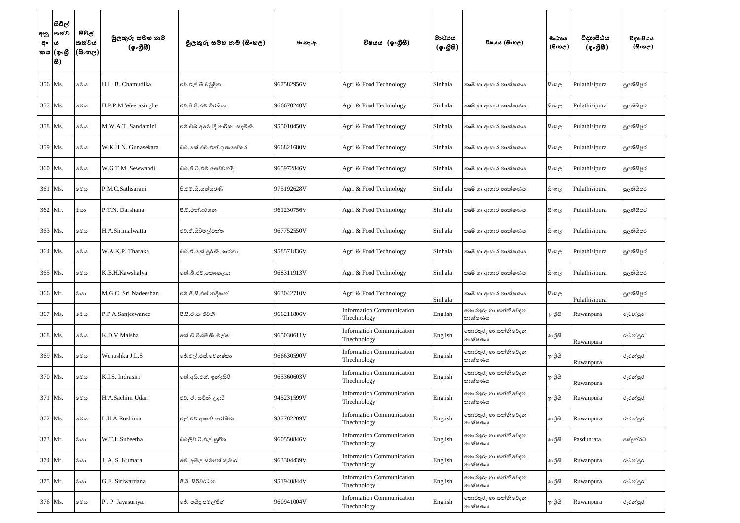| අනු අංකය | සිවිල් තත්වය (ඉංග්‍රීසි) | සිවිල් තත්වය (සිංහල) | මුලකුරු සමඟ නම (ඉංග්‍රීසි) | මුලකුරු සමඟ නම (සිංහල) | ජා.හැ.අ. | විෂයය (ඉංග්‍රීසි) | මාධ්‍යය (ඉංග්‍රීසි) | විෂයය (සිංහල) | මාධ්‍යය (සිංහල) | විද්‍යාපීඨය (ඉංග්‍රීසි) | විද්‍යාපීඨය (සිංහල) |
|---|---|---|---|---|---|---|---|---|---|---|---|
| 356 | Ms. | මෙය | H.L. B. Chamudika | එච්.එල්.බී.චමුදිකා | 967582956V | Agri & Food Technology | Sinhala | කෘෂි හා ආහාර තාක්ෂණය | සිංහල | Pulathisipura | පුලතිසිපුර |
| 357 | Ms. | මෙය | H.P.P.M.Weerasinghe | එච්.පී.පී.එම්.වීරසිංහ | 966670240V | Agri & Food Technology | Sinhala | කෘෂි හා ආහාර තාක්ෂණය | සිංහල | Pulathisipura | පුලතිසිපුර |
| 358 | Ms. | මෙය | M.W.A.T. Sandamini | එම්.ඩබ්.අමෝදි තාරිකා සඳමිණි | 955010450V | Agri & Food Technology | Sinhala | කෘෂි හා ආහාර තාක්ෂණය | සිංහල | Pulathisipura | පුලතිසිපුර |
| 359 | Ms. | මෙය | W.K.H.N. Gunasekara | ඩබ්.කේ.එච්.එන්.ගුණසේකර | 966821680V | Agri & Food Technology | Sinhala | කෘෂි හා ආහාර තාක්ෂණය | සිංහල | Pulathisipura | පුලතිසිපුර |
| 360 | Ms. | මෙය | W.G T.M. Sewwandi | ඩබ්.ජී.ටී.එම්.සෙව්වන්දි | 965972846V | Agri & Food Technology | Sinhala | කෘෂි හා ආහාර තාක්ෂණය | සිංහල | Pulathisipura | පුලතිසිපුර |
| 361 | Ms. | මෙය | P.M.C.Sathsarani | පී.එම්.සී.සත්සරණි | 975192628V | Agri & Food Technology | Sinhala | කෘෂි හා ආහාර තාක්ෂණය | සිංහල | Pulathisipura | පුලතිසිපුර |
| 362 | Mr. | මයා | P.T.N. Darshana | පී.ටී.එන්.දර්ශන | 961230756V | Agri & Food Technology | Sinhala | කෘෂි හා ආහාර තාක්ෂණය | සිංහල | Pulathisipura | පුලතිසිපුර |
| 363 | Ms. | මෙය | H.A.Sirimalwatta | එච්.ඒ.සිරිමල්වත්ත | 967752550V | Agri & Food Technology | Sinhala | කෘෂි හා ආහාර තාක්ෂණය | සිංහල | Pulathisipura | පුලතිසිපුර |
| 364 | Ms. | මෙය | W.A.K.P. Tharaka | ඩබ්.ඒ.කේ.පූර්ණි තාරකා | 958571836V | Agri & Food Technology | Sinhala | කෘෂි හා ආහාර තාක්ෂණය | සිංහල | Pulathisipura | පුලතිසිපුර |
| 365 | Ms. | මෙය | K.B.H.Kawshalya | කේ.බී.එච්.කෞශල්‍යා | 968311913V | Agri & Food Technology | Sinhala | කෘෂි හා ආහාර තාක්ෂණය | සිංහල | Pulathisipura | පුලතිසිපුර |
| 366 | Mr. | මයා | M.G C. Sri Nadeeshan | එම්.ජී.සී.එස්.නදීෂාන් | 963042710V | Agri & Food Technology | Sinhala | කෘෂි හා ආහාර තාක්ෂණය | සිංහල | Pulathisipura | පුලතිසිපුර |
| 367 | Ms. | මෙය | P.P.A.Sanjeewanee | පී.පී.ඒ.සංජීවනී | 966211806V | Information Communication Thechnology | English | තොරතුරු හා සන්නිවේදන තාක්ෂණය | ඉංග්‍රීසි | Ruwanpura | රුවන්පුර |
| 368 | Ms. | මෙය | K.D.V.Malsha | කේ.ඩී.විශ්මිණි මල්ෂා | 965030611V | Information Communication Thechnology | English | තොරතුරු හා සන්නිවේදන තාක්ෂණය | ඉංග්‍රීසි | Ruwanpura | රුවන්පුර |
| 369 | Ms. | මෙය | Wenushka J.L.S | ජේ.එල්.එස්.වෙනුෂ්කා | 966630590V | Information Communication Thechnology | English | තොරතුරු හා සන්නිවේදන තාක්ෂණය | ඉංග්‍රීසි | Ruwanpura | රුවන්පුර |
| 370 | Ms. | මෙය | K.I.S. Indrasiri | කේ.අයි.එස්. ඉන්ද්‍රසිරි | 965360603V | Information Communication Thechnology | English | තොරතුරු හා සන්නිවේදන තාක්ෂණය | ඉංග්‍රීසි | Ruwanpura | රුවන්පුර |
| 371 | Ms. | මෙය | H.A.Sachini Udari | එච්. ඒ. සචිනි උදාරි | 945231599V | Information Communication Thechnology | English | තොරතුරු හා සන්නිවේදන තාක්ෂණය | ඉංග්‍රීසි | Ruwanpura | රුවන්පුර |
| 372 | Ms. | මෙය | L.H.A.Roshima | එල්.එච්.අෂානි රෝෂිමා | 937782209V | Information Communication Thechnology | English | තොරතුරු හා සන්නිවේදන තාක්ෂණය | ඉංග්‍රීසි | Ruwanpura | රුවන්පුර |
| 373 | Mr. | මයා | W.T.L.Subeetha | ඩබ්ලිව්.ටී.එල්.සුභීත | 960550846V | Information Communication Thechnology | English | තොරතුරු හා සන්නිවේදන තාක්ෂණය | ඉංග්‍රීසි | Pasdunrata | පස්දුන්රට |
| 374 | Mr. | මයා | J. A. S. Kumara | ජේ. අමිල සම්පත් කුමාර | 963304439V | Information Communication Thechnology | English | තොරතුරු හා සන්නිවේදන තාක්ෂණය | ඉංග්‍රීසි | Ruwanpura | රුවන්පුර |
| 375 | Mr. | මයා | G.E. Siriwardana | ජී.ඊ. සිරිවර්ධන | 951940844V | Information Communication Thechnology | English | තොරතුරු හා සන්නිවේදන තාක්ෂණය | ඉංග්‍රීසි | Ruwanpura | රුවන්පුර |
| 376 | Ms. | මෙය | P . P Jayasuriya. | ජේ. පසිඳු පමල්සිත් | 960941004V | Information Communication Thechnology | English | තොරතුරු හා සන්නිවේදන තාක්ෂණය | ඉංග්‍රීසි | Ruwanpura | රුවන්පුර |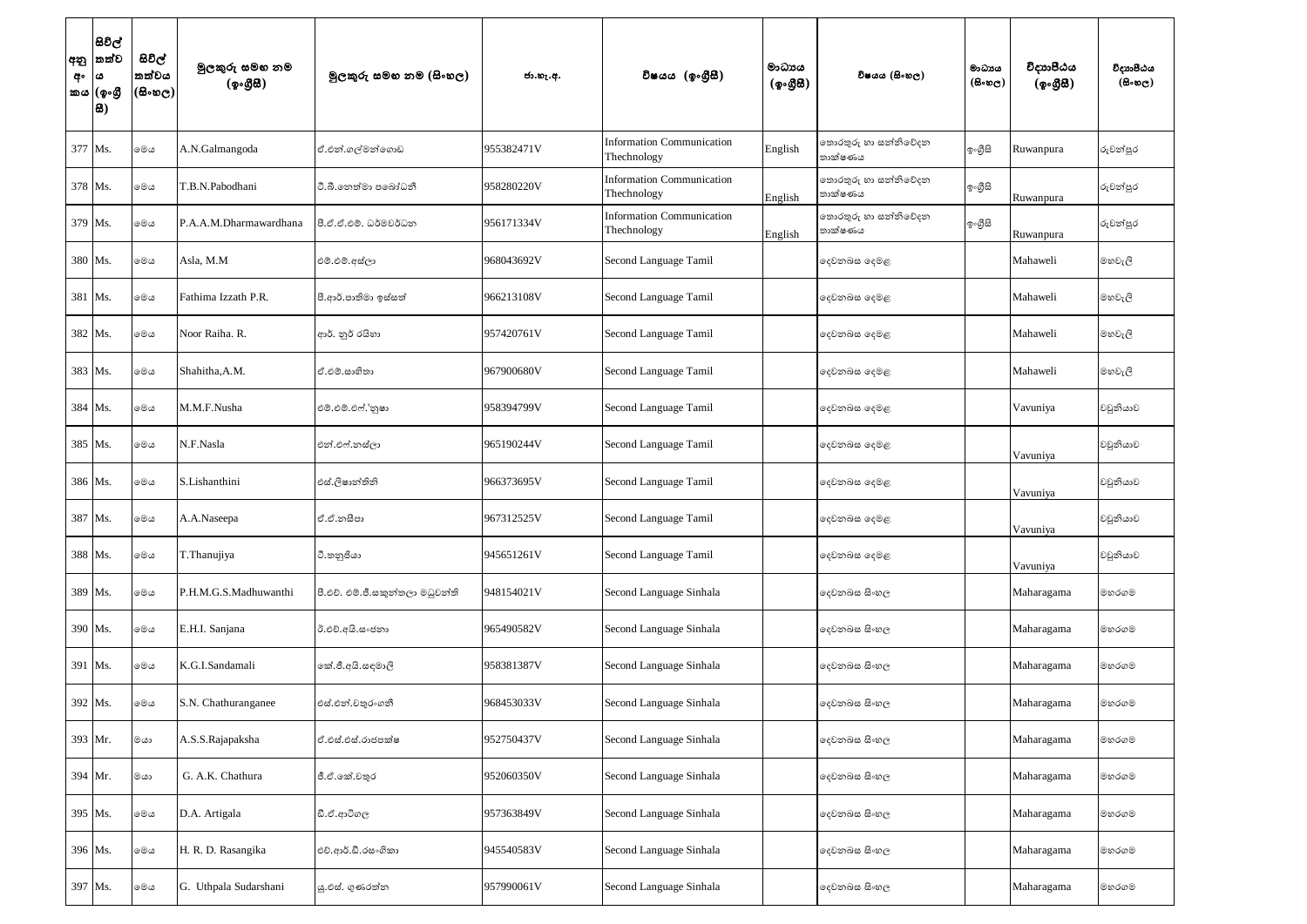| අනු අංකය | සිවිල් තත්වය (ඉංග්‍රීසි) | සිවිල් තත්වය (සිංහල) | මුලකුරු සමඟ නම (ඉංග්‍රීසි) | මුලකුරු සමඟ නම (සිංහල) | ජා.හැ.අ. | විෂයය (ඉංග්‍රීසි) | මාධ්‍යය (ඉංග්‍රීසි) | විෂයය (සිංහල) | මාධ්‍යය (සිංහල) | විද්‍යාපීඨය (ඉංග්‍රීසි) | විද්‍යාපීඨය (සිංහල) |
|---|---|---|---|---|---|---|---|---|---|---|---|
| 377 | Ms. | මෙය | A.N.Galmangoda | ඒ.එන්.ගල්මන්ගොඩ | 955382471V | Information Communication Thechnology | English | තොරතුරු හා සන්නිවේදන තාක්ෂණය | ඉංග්‍රීසි | Ruwanpura | රුවන්පුර |
| 378 | Ms. | මෙය | T.B.N.Pabodhani | ටී.බී.නෙත්මා පබෝධනී | 958280220V | Information Communication Thechnology | English | තොරතුරු හා සන්නිවේදන තාක්ෂණය | ඉංග්‍රීසි | Ruwanpura | රුවන්පුර |
| 379 | Ms. | මෙය | P.A.A.M.Dharmawardhana | පී.ඒ.ඒ.එම්. ධර්මවර්ධන | 956171334V | Information Communication Thechnology | English | තොරතුරු හා සන්නිවේදන තාක්ෂණය | ඉංග්‍රීසි | Ruwanpura | රුවන්පුර |
| 380 | Ms. | මෙය | Asla, M.M | එම්.එම්.අස්ලා | 968043692V | Second Language Tamil | | දෙවනබස දෙමළ | | Mahaweli | මහවැලි |
| 381 | Ms. | මෙය | Fathima Izzath P.R. | පී.ආර්.පාතිමා ඉස්සත් | 966213108V | Second Language Tamil | | දෙවනබස දෙමළ | | Mahaweli | මහවැලි |
| 382 | Ms. | මෙය | Noor Raiha. R. | ආර්. නූර් රයිහා | 957420761V | Second Language Tamil | | දෙවනබස දෙමළ | | Mahaweli | මහවැලි |
| 383 | Ms. | මෙය | Shahitha,A.M. | ඒ.එම්.සාහිතා | 967900680V | Second Language Tamil | | දෙවනබස දෙමළ | | Mahaweli | මහවැලි |
| 384 | Ms. | මෙය | M.M.F.Nusha | එම්.එම්.එෆ්.'නුෂා | 958394799V | Second Language Tamil | | දෙවනබස දෙමළ | | Vavuniya | වවුනියාව |
| 385 | Ms. | මෙය | N.F.Nasla | එන්.එෆ්.නස්ලා | 965190244V | Second Language Tamil | | දෙවනබස දෙමළ | | Vavuniya | වවුනියාව |
| 386 | Ms. | මෙය | S.Lishanthini | එස්.ලිෂාන්තිනි | 966373695V | Second Language Tamil | | දෙවනබස දෙමළ | | Vavuniya | වවුනියාව |
| 387 | Ms. | මෙය | A.A.Naseepa | ඒ.ඒ.නසීපා | 967312525V | Second Language Tamil | | දෙවනබස දෙමළ | | Vavuniya | වවුනියාව |
| 388 | Ms. | මෙය | T.Thanujiya | ටී.තනුජියා | 945651261V | Second Language Tamil | | දෙවනබස දෙමළ | | Vavuniya | වවුනියාව |
| 389 | Ms. | මෙය | P.H.M.G.S.Madhuwanthi | පී.එච්. එම්.ජී.සකුන්තලා මධුවන්ති | 948154021V | Second Language Sinhala | | දෙවනබස සිංහල | | Maharagama | මහරගම |
| 390 | Ms. | මෙය | E.H.I. Sanjana | ඊ.එච්.අයි.සංජනා | 965490582V | Second Language Sinhala | | දෙවනබස සිංහල | | Maharagama | මහරගම |
| 391 | Ms. | මෙය | K.G.I.Sandamali | කේ.ජී.අයි.සඳමාලි | 958381387V | Second Language Sinhala | | දෙවනබස සිංහල | | Maharagama | මහරගම |
| 392 | Ms. | මෙය | S.N. Chathuranganee | එස්.එන්.චතුරංගනී | 968453033V | Second Language Sinhala | | දෙවනබස සිංහල | | Maharagama | මහරගම |
| 393 | Mr. | මයා | A.S.S.Rajapaksha | ඒ.එස්.එස්.රාජපක්ෂ | 952750437V | Second Language Sinhala | | දෙවනබස සිංහල | | Maharagama | මහරගම |
| 394 | Mr. | මයා | G. A.K. Chathura | ජී.ඒ.කේ.චතුර | 952060350V | Second Language Sinhala | | දෙවනබස සිංහල | | Maharagama | මහරගම |
| 395 | Ms. | මෙය | D.A. Artigala | ඩී.ඒ.ආටිගල | 957363849V | Second Language Sinhala | | දෙවනබස සිංහල | | Maharagama | මහරගම |
| 396 | Ms. | මෙය | H. R. D. Rasangika | එච්.ආර්.ඩී.රසංගිකා | 945540583V | Second Language Sinhala | | දෙවනබස සිංහල | | Maharagama | මහරගම |
| 397 | Ms. | මෙය | G. Uthpala Sudarshani | යූ.එස්. ගුණරත්න | 957990061V | Second Language Sinhala | | දෙවනබස සිංහල | | Maharagama | මහරගම |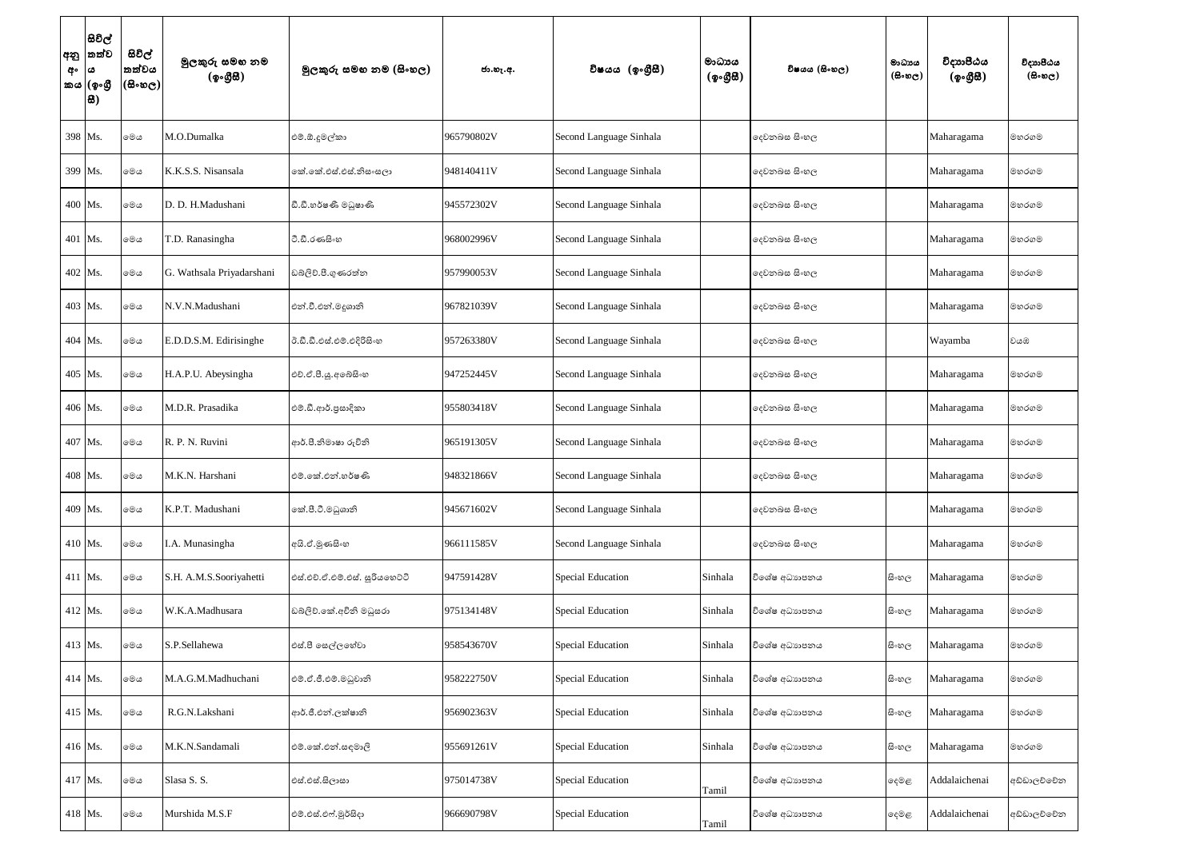| අනු අං කය | සිවිල් තත්වය (ඉංග්‍රීසි) | සිවිල් තත්වය (සිංහල) | මුලකුරු සමඟ නම (ඉංග්‍රීසි) | මුලකුරු සමඟ නම (සිංහල) | ජා.හැ.අ. | විෂයය (ඉංග්‍රීසි) | මාධ්‍යය (ඉංග්‍රීසි) | විෂයය (සිංහල) | මාධ්‍යය (සිංහල) | විද්‍යාපීඨය (ඉංග්‍රීසි) | විද්‍යාපීඨය (සිංහල) |
|---|---|---|---|---|---|---|---|---|---|---|---|
| 398 | Ms. | මෙය | M.O.Dumalka | එම්.ඕ.දුමල්කා | 965790802V | Second Language Sinhala | | දෙවනබස සිංහල | | Maharagama | මහරගම |
| 399 | Ms. | මෙය | K.K.S.S. Nisansala | කේ.කේ.එස්.එස්.නිසංසලා | 948140411V | Second Language Sinhala | | දෙවනබස සිංහල | | Maharagama | මහරගම |
| 400 | Ms. | මෙය | D. D. H.Madushani | ඩී.ඩී.හර්ෂණී මධුෂාණි | 945572302V | Second Language Sinhala | | දෙවනබස සිංහල | | Maharagama | මහරගම |
| 401 | Ms. | මෙය | T.D. Ranasingha | ටී.ඩී.රණසිංහ | 968002996V | Second Language Sinhala | | දෙවනබස සිංහල | | Maharagama | මහරගම |
| 402 | Ms. | මෙය | G. Wathsala Priyadarshani | ඩබ්ලිව්.පී.ගුණරත්න | 957990053V | Second Language Sinhala | | දෙවනබස සිංහල | | Maharagama | මහරගම |
| 403 | Ms. | මෙය | N.V.N.Madushani | එන්.වී.එන්.මදූශානි | 967821039V | Second Language Sinhala | | දෙවනබස සිංහල | | Maharagama | මහරගම |
| 404 | Ms. | මෙය | E.D.D.S.M. Edirisinghe | ඊ.ඩී.ඩී.එස්.එම්.එදිරිසිංහ | 957263380V | Second Language Sinhala | | දෙවනබස සිංහල | | Wayamba | වයඹ |
| 405 | Ms. | මෙය | H.A.P.U. Abeysingha | එච්.ඒ.පී.යූ.අබේසිංහ | 947252445V | Second Language Sinhala | | දෙවනබස සිංහල | | Maharagama | මහරගම |
| 406 | Ms. | මෙය | M.D.R. Prasadika | එම්.ඩී.ආර්.ප්‍රසාදිකා | 955803418V | Second Language Sinhala | | දෙවනබස සිංහල | | Maharagama | මහරගම |
| 407 | Ms. | මෙය | R. P. N. Ruvini | ආර්.පී.නිමාෂා රුවිනි | 965191305V | Second Language Sinhala | | දෙවනබස සිංහල | | Maharagama | මහරගම |
| 408 | Ms. | මෙය | M.K.N. Harshani | එම්.කේ.එන්.හර්ෂණි | 948321866V | Second Language Sinhala | | දෙවනබස සිංහල | | Maharagama | මහරගම |
| 409 | Ms. | මෙය | K.P.T. Madushani | කේ.පී.ටී.මධුශානි | 945671602V | Second Language Sinhala | | දෙවනබස සිංහල | | Maharagama | මහරගම |
| 410 | Ms. | මෙය | I.A. Munasingha | අයි.ඒ.මුණසිංහ | 966111585V | Second Language Sinhala | | දෙවනබස සිංහල | | Maharagama | මහරගම |
| 411 | Ms. | මෙය | S.H. A.M.S.Sooriyahetti | එස්.එච්.ඒ.එම්.එස්. සූරියහෙට්ටි | 947591428V | Special Education | Sinhala | විශේෂ අධ්‍යාපනය | සිංහල | Maharagama | මහරගම |
| 412 | Ms. | මෙය | W.K.A.Madhusara | ඩබ්ලිව්.කේ.අචිනි මධුසරා | 975134148V | Special Education | Sinhala | විශේෂ අධ්‍යාපනය | සිංහල | Maharagama | මහරගම |
| 413 | Ms. | මෙය | S.P.Sellahewa | එස්.පී සෙල්ලහේවා | 958543670V | Special Education | Sinhala | විශේෂ අධ්‍යාපනය | සිංහල | Maharagama | මහරගම |
| 414 | Ms. | මෙය | M.A.G.M.Madhuchani | එම්.ඒ.ජී.එම්.මධුචානි | 958222750V | Special Education | Sinhala | විශේෂ අධ්‍යාපනය | සිංහල | Maharagama | මහරගම |
| 415 | Ms. | මෙය | R.G.N.Lakshani | ආර්.ජී.එන්.ලක්ෂානි | 956902363V | Special Education | Sinhala | විශේෂ අධ්‍යාපනය | සිංහල | Maharagama | මහරගම |
| 416 | Ms. | මෙය | M.K.N.Sandamali | එම්.කේ.එන්.සඳමාලි | 955691261V | Special Education | Sinhala | විශේෂ අධ්‍යාපනය | සිංහල | Maharagama | මහරගම |
| 417 | Ms. | මෙය | Slasa S. S. | එස්.එස්.සිලාසා | 975014738V | Special Education | Tamil | විශේෂ අධ්‍යාපනය | දෙමළ | Addalaichenai | අඩ්ඩාලච්චේන |
| 418 | Ms. | මෙය | Murshida M.S.F | එම්.එස්.එෆ්.මුර්සිදා | 966690798V | Special Education | Tamil | විශේෂ අධ්‍යාපනය | දෙමළ | Addalaichenai | අඩ්ඩාලච්චේන |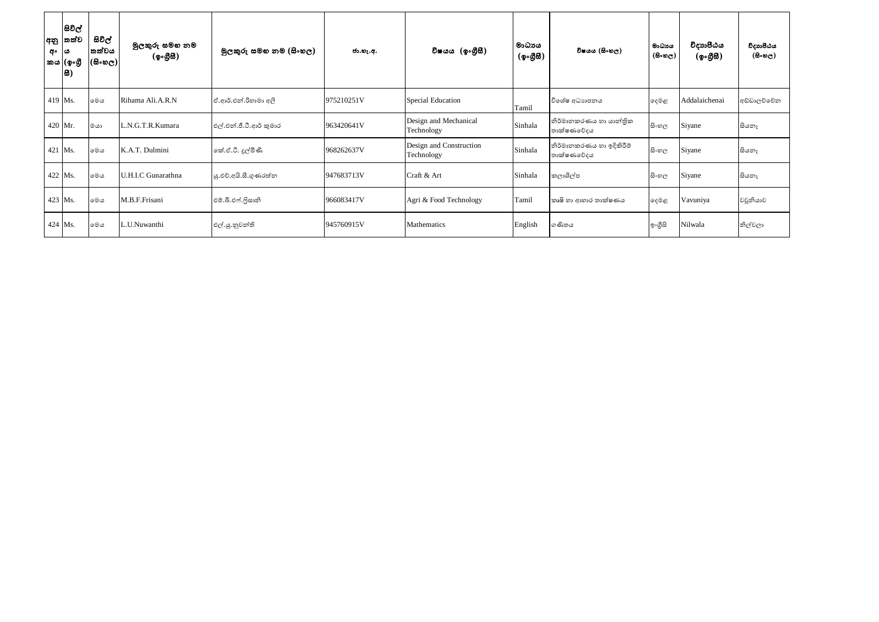| අනු අංකය | සිවිල් තත්වය (ඉංග්‍රීසි) | සිවිල් තත්වය (සිංහල) | මුලකුරු සමඟ නම (ඉංග්‍රීසි) | මුලකුරු සමඟ නම (සිංහල) | ජා.හැ.අ. | විෂයය (ඉංග්‍රීසි) | මාධ්‍යය (ඉංග්‍රීසි) | විෂයය (සිංහල) | මාධ්‍යය (සිංහල) | විද්‍යාපීඨය (ඉංග්‍රීසි) | විද්‍යාපීඨය (සිංහල) |
|---|---|---|---|---|---|---|---|---|---|---|---|
| 419 | Ms. | මෙය | Rihama Ali.A.R.N | ඒ.ආර්.එන්.රිහාමා අලි | 975210251V | Special Education | Tamil | විශේෂ අධ්‍යාපනය | දෙමළ | Addalaichenai | අඩ්ඩාලච්චේන |
| 420 | Mr. | මයා | L.N.G.T.R.Kumara | එල්.එන්.ජී.ටී.ආර් කුමාර | 963420641V | Design and Mechanical Technology | Sinhala | නිර්මාණකරණය හා යාන්ත්‍රික තාක්ෂණවේදය | සිංහල | Siyane | සියනෑ |
| 421 | Ms. | මෙය | K.A.T. Dulmini | කේ.ඒ.ටී. දුල්මිණි | 968262637V | Design and Construction Technology | Sinhala | නිර්මාණකරණය හා ඉදිකිරීම් තාක්ෂණවේදය | සිංහල | Siyane | සියනෑ |
| 422 | Ms. | මෙය | U.H.I.C Gunarathna | යූ.එච්.අයි.සී.ගුණරත්න | 947683713V | Craft & Art | Sinhala | කලාශිල්ප | සිංහල | Siyane | සියනෑ |
| 423 | Ms. | මෙය | M.B.F.Frisani | එම්.බී.එෆ්.ෆ්‍රිසානි | 966083417V | Agri & Food Technology | Tamil | කෘෂි හා ආහාර තාක්ෂණය | දෙමළ | Vavuniya | වවුනියාව |
| 424 | Ms. | මෙය | L.U.Nuwanthi | එල්.යූ.නුවන්ති | 945760915V | Mathematics | English | ගණිතය | ඉංග්‍රීසි | Nilwala | නිල්වලා |